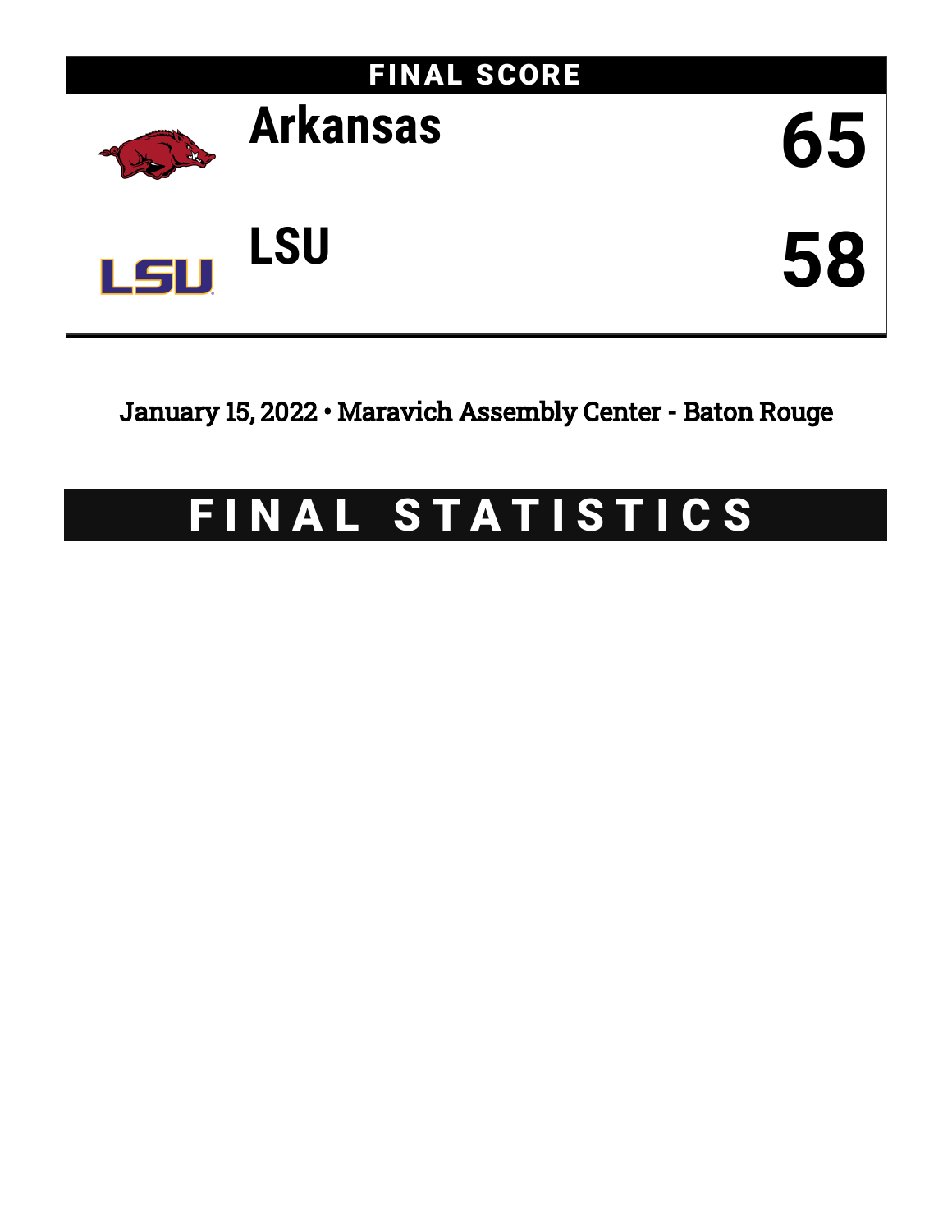## FINAL SCORE

| Team | Score |
|---|---|
| Arkansas | 65 |
| LSU | 58 |

January 15, 2022 • Maravich Assembly Center - Baton Rouge

# FINAL STATISTICS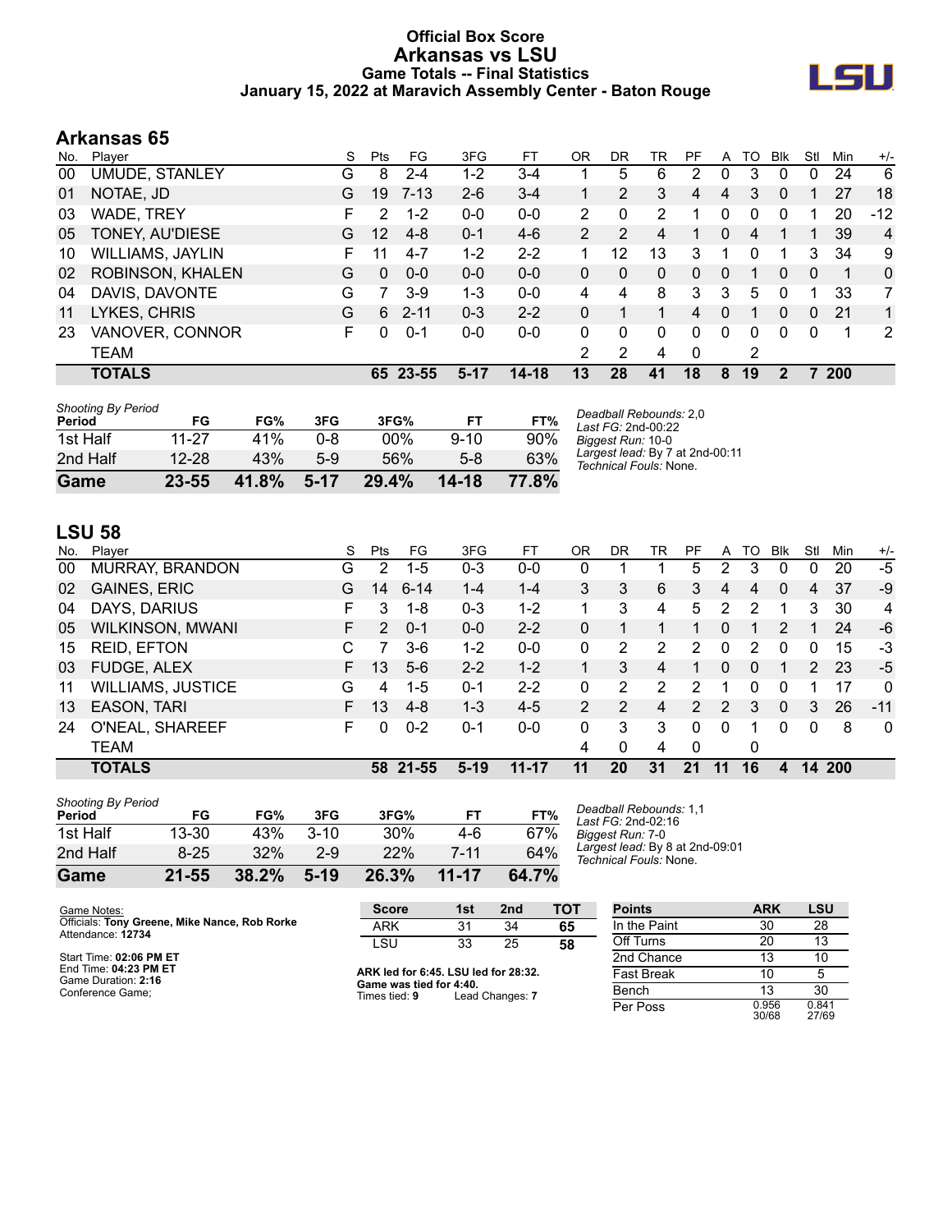# Official Box Score
# Arkansas vs LSU
## Game Totals -- Final Statistics
## January 15, 2022 at Maravich Assembly Center - Baton Rouge

## Arkansas 65

| No. | Player | S | Pts | FG | 3FG | FT | OR | DR | TR | PF | A | TO | Blk | Stl | Min | +/- |
|---|---|---|---|---|---|---|---|---|---|---|---|---|---|---|---|---|
| 00 | UMUDE, STANLEY | G | 8 | 2-4 | 1-2 | 3-4 | 1 | 5 | 6 | 2 | 0 | 3 | 0 | 0 | 24 | 6 |
| 01 | NOTAE, JD | G | 19 | 7-13 | 2-6 | 3-4 | 1 | 2 | 3 | 4 | 4 | 3 | 0 | 1 | 27 | 18 |
| 03 | WADE, TREY | F | 2 | 1-2 | 0-0 | 0-0 | 2 | 0 | 2 | 1 | 0 | 0 | 0 | 1 | 20 | -12 |
| 05 | TONEY, AU'DIESE | G | 12 | 4-8 | 0-1 | 4-6 | 2 | 2 | 4 | 1 | 0 | 4 | 1 | 1 | 39 | 4 |
| 10 | WILLIAMS, JAYLIN | F | 11 | 4-7 | 1-2 | 2-2 | 1 | 12 | 13 | 3 | 1 | 0 | 1 | 3 | 34 | 9 |
| 02 | ROBINSON, KHALEN | G | 0 | 0-0 | 0-0 | 0-0 | 0 | 0 | 0 | 0 | 0 | 1 | 0 | 0 | 1 | 0 |
| 04 | DAVIS, DAVONTE | G | 7 | 3-9 | 1-3 | 0-0 | 4 | 4 | 8 | 3 | 3 | 5 | 0 | 1 | 33 | 7 |
| 11 | LYKES, CHRIS | G | 6 | 2-11 | 0-3 | 2-2 | 0 | 1 | 1 | 4 | 0 | 1 | 0 | 0 | 21 | 1 |
| 23 | VANOVER, CONNOR | F | 0 | 0-1 | 0-0 | 0-0 | 0 | 0 | 0 | 0 | 0 | 0 | 0 | 0 | 1 | 2 |
| | TEAM | | | | | | 2 | 2 | 4 | 0 | | 2 | | | | |
| | **TOTALS** | | **65** | **23-55** | **5-17** | **14-18** | **13** | **28** | **41** | **18** | **8** | **19** | **2** | **7** | **200** | |

| Period | FG | FG% | 3FG | 3FG% | FT | FT% |
|---|---|---|---|---|---|---|
| 1st Half | 11-27 | 41% | 0-8 | 00% | 9-10 | 90% |
| 2nd Half | 12-28 | 43% | 5-9 | 56% | 5-8 | 63% |
| **Game** | **23-55** | **41.8%** | **5-17** | **29.4%** | **14-18** | **77.8%** |

*Deadball Rebounds:* 2,0
*Last FG:* 2nd-00:22
*Biggest Run:* 10-0
*Largest lead:* By 7 at 2nd-00:11
*Technical Fouls:* None.

## LSU 58

| No. | Player | S | Pts | FG | 3FG | FT | OR | DR | TR | PF | A | TO | Blk | Stl | Min | +/- |
|---|---|---|---|---|---|---|---|---|---|---|---|---|---|---|---|---|
| 00 | MURRAY, BRANDON | G | 2 | 1-5 | 0-3 | 0-0 | 0 | 1 | 1 | 5 | 2 | 3 | 0 | 0 | 20 | -5 |
| 02 | GAINES, ERIC | G | 14 | 6-14 | 1-4 | 1-4 | 3 | 3 | 6 | 3 | 4 | 4 | 0 | 4 | 37 | -9 |
| 04 | DAYS, DARIUS | F | 3 | 1-8 | 0-3 | 1-2 | 1 | 3 | 4 | 5 | 2 | 2 | 1 | 3 | 30 | 4 |
| 05 | WILKINSON, MWANI | F | 2 | 0-1 | 0-0 | 2-2 | 0 | 1 | 1 | 1 | 0 | 1 | 2 | 1 | 24 | -6 |
| 15 | REID, EFTON | C | 7 | 3-6 | 1-2 | 0-0 | 0 | 2 | 2 | 2 | 0 | 2 | 0 | 0 | 15 | -3 |
| 03 | FUDGE, ALEX | F | 13 | 5-6 | 2-2 | 1-2 | 1 | 3 | 4 | 1 | 0 | 0 | 1 | 2 | 23 | -5 |
| 11 | WILLIAMS, JUSTICE | G | 4 | 1-5 | 0-1 | 2-2 | 0 | 2 | 2 | 2 | 1 | 0 | 0 | 1 | 17 | 0 |
| 13 | EASON, TARI | F | 13 | 4-8 | 1-3 | 4-5 | 2 | 2 | 4 | 2 | 2 | 3 | 0 | 3 | 26 | -11 |
| 24 | O'NEAL, SHAREEF | F | 0 | 0-2 | 0-1 | 0-0 | 0 | 3 | 3 | 0 | 0 | 1 | 0 | 0 | 8 | 0 |
| | TEAM | | | | | | 4 | 0 | 4 | 0 | | 0 | | | | |
| | **TOTALS** | | **58** | **21-55** | **5-19** | **11-17** | **11** | **20** | **31** | **21** | **11** | **16** | **4** | **14** | **200** | |

| Period | FG | FG% | 3FG | 3FG% | FT | FT% |
|---|---|---|---|---|---|---|
| 1st Half | 13-30 | 43% | 3-10 | 30% | 4-6 | 67% |
| 2nd Half | 8-25 | 32% | 2-9 | 22% | 7-11 | 64% |
| **Game** | **21-55** | **38.2%** | **5-19** | **26.3%** | **11-17** | **64.7%** |

*Deadball Rebounds:* 1,1
*Last FG:* 2nd-02:16
*Biggest Run:* 7-0
*Largest lead:* By 8 at 2nd-09:01
*Technical Fouls:* None.

Game Notes:
Officials: **Tony Greene, Mike Nance, Rob Rorke**
Attendance: **12734**

Start Time: **02:06 PM ET**
End Time: **04:23 PM ET**
Game Duration: **2:16**
Conference Game;

| Score | 1st | 2nd | TOT |
|---|---|---|---|
| ARK | 31 | 34 | **65** |
| LSU | 33 | 25 | **58** |

**ARK led for 6:45. LSU led for 28:32.**
**Game was tied for 4:40.**
Times tied: **9** Lead Changes: **7**

| Points | ARK | LSU |
|---|---|---|
| In the Paint | 30 | 28 |
| Off Turns | 20 | 13 |
| 2nd Chance | 13 | 10 |
| Fast Break | 10 | 5 |
| Bench | 13 | 30 |
| Per Poss | 0.956 30/68 | 0.841 27/69 |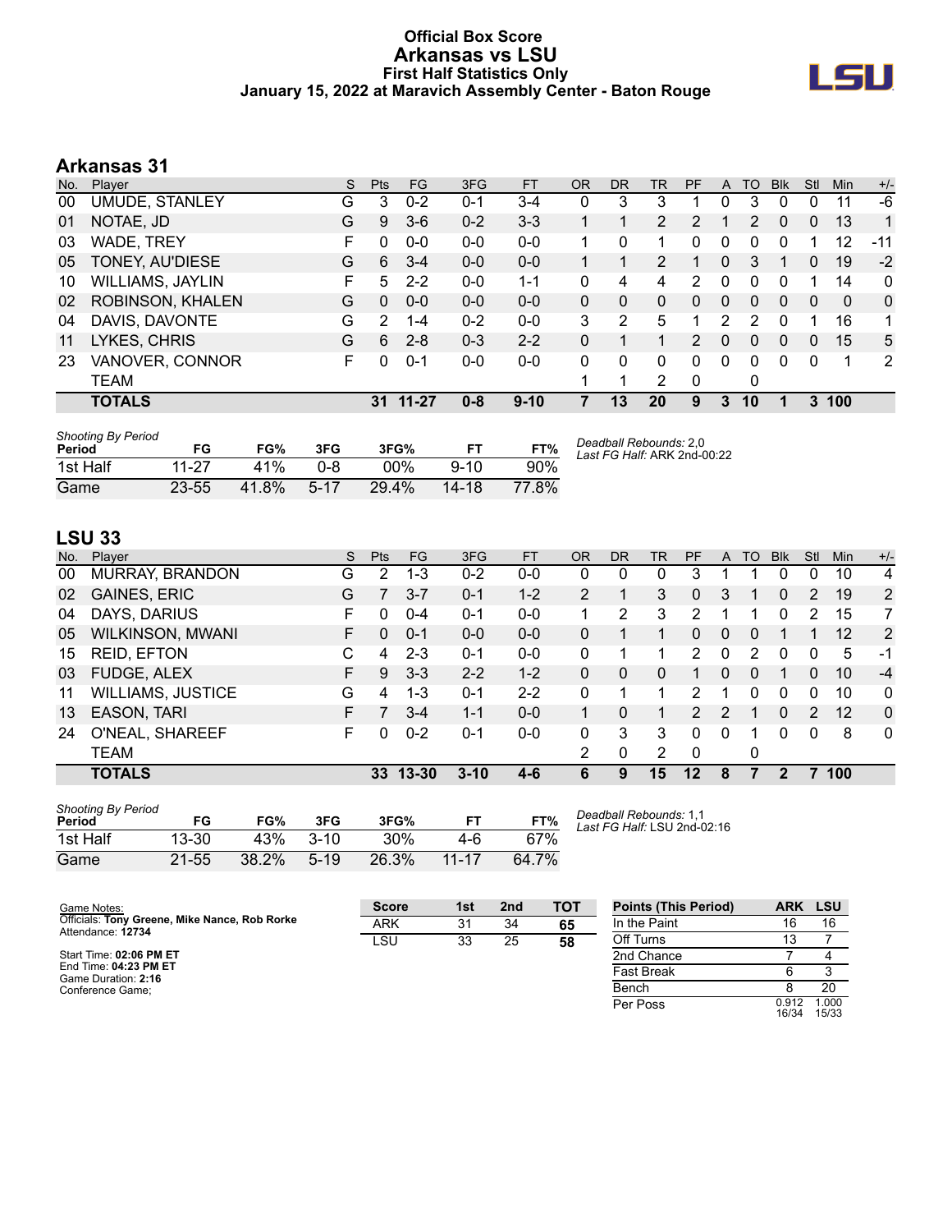# Official Box Score
# Arkansas vs LSU
### First Half Statistics Only
### January 15, 2022 at Maravich Assembly Center - Baton Rouge

## Arkansas 31

| No. | Player | S | Pts | FG | 3FG | FT | OR | DR | TR | PF | A | TO | Blk | Stl | Min | +/- |
|---|---|---|---|---|---|---|---|---|---|---|---|---|---|---|---|---|
| 00 | UMUDE, STANLEY | G | 3 | 0-2 | 0-1 | 3-4 | 0 | 3 | 3 | 1 | 0 | 3 | 0 | 0 | 11 | -6 |
| 01 | NOTAE, JD | G | 9 | 3-6 | 0-2 | 3-3 | 1 | 1 | 2 | 2 | 1 | 2 | 0 | 0 | 13 | 1 |
| 03 | WADE, TREY | F | 0 | 0-0 | 0-0 | 0-0 | 1 | 0 | 1 | 0 | 0 | 0 | 0 | 1 | 12 | -11 |
| 05 | TONEY, AU'DIESE | G | 6 | 3-4 | 0-0 | 0-0 | 1 | 1 | 2 | 1 | 0 | 3 | 1 | 0 | 19 | -2 |
| 10 | WILLIAMS, JAYLIN | F | 5 | 2-2 | 0-0 | 1-1 | 0 | 4 | 4 | 2 | 0 | 0 | 0 | 1 | 14 | 0 |
| 02 | ROBINSON, KHALEN | G | 0 | 0-0 | 0-0 | 0-0 | 0 | 0 | 0 | 0 | 0 | 0 | 0 | 0 | 0 | 0 |
| 04 | DAVIS, DAVONTE | G | 2 | 1-4 | 0-2 | 0-0 | 3 | 2 | 5 | 1 | 2 | 2 | 0 | 1 | 16 | 1 |
| 11 | LYKES, CHRIS | G | 6 | 2-8 | 0-3 | 2-2 | 0 | 1 | 1 | 2 | 0 | 0 | 0 | 0 | 15 | 5 |
| 23 | VANOVER, CONNOR | F | 0 | 0-1 | 0-0 | 0-0 | 0 | 0 | 0 | 0 | 0 | 0 | 0 | 0 | 1 | 2 |
| | TEAM | | | | | | 1 | 1 | 2 | 0 | | 0 | | | | |
| | **TOTALS** | | **31** | **11-27** | **0-8** | **9-10** | **7** | **13** | **20** | **9** | **3** | **10** | **1** | **3** | **100** | |

*Shooting By Period*

| Period | FG | FG% | 3FG | 3FG% | FT | FT% |
|---|---|---|---|---|---|---|
| 1st Half | 11-27 | 41% | 0-8 | 00% | 9-10 | 90% |
| Game | 23-55 | 41.8% | 5-17 | 29.4% | 14-18 | 77.8% |

*Deadball Rebounds:* 2,0
*Last FG Half:* ARK 2nd-00:22

## LSU 33

| No. | Player | S | Pts | FG | 3FG | FT | OR | DR | TR | PF | A | TO | Blk | Stl | Min | +/- |
|---|---|---|---|---|---|---|---|---|---|---|---|---|---|---|---|---|
| 00 | MURRAY, BRANDON | G | 2 | 1-3 | 0-2 | 0-0 | 0 | 0 | 0 | 3 | 1 | 1 | 0 | 0 | 10 | 4 |
| 02 | GAINES, ERIC | G | 7 | 3-7 | 0-1 | 1-2 | 2 | 1 | 3 | 0 | 3 | 1 | 0 | 2 | 19 | 2 |
| 04 | DAYS, DARIUS | F | 0 | 0-4 | 0-1 | 0-0 | 1 | 2 | 3 | 2 | 1 | 1 | 0 | 2 | 15 | 7 |
| 05 | WILKINSON, MWANI | F | 0 | 0-1 | 0-0 | 0-0 | 0 | 1 | 1 | 0 | 0 | 0 | 1 | 1 | 12 | 2 |
| 15 | REID, EFTON | C | 4 | 2-3 | 0-1 | 0-0 | 0 | 1 | 1 | 2 | 0 | 2 | 0 | 0 | 5 | -1 |
| 03 | FUDGE, ALEX | F | 9 | 3-3 | 2-2 | 1-2 | 0 | 0 | 0 | 1 | 0 | 0 | 1 | 0 | 10 | -4 |
| 11 | WILLIAMS, JUSTICE | G | 4 | 1-3 | 0-1 | 2-2 | 0 | 1 | 1 | 2 | 1 | 0 | 0 | 0 | 10 | 0 |
| 13 | EASON, TARI | F | 7 | 3-4 | 1-1 | 0-0 | 1 | 0 | 1 | 2 | 2 | 1 | 0 | 2 | 12 | 0 |
| 24 | O'NEAL, SHAREEF | F | 0 | 0-2 | 0-1 | 0-0 | 0 | 3 | 3 | 0 | 0 | 1 | 0 | 0 | 8 | 0 |
| | TEAM | | | | | | 2 | 0 | 2 | 0 | | 0 | | | | |
| | **TOTALS** | | **33** | **13-30** | **3-10** | **4-6** | **6** | **9** | **15** | **12** | **8** | **7** | **2** | **7** | **100** | |

*Shooting By Period*

| Period | FG | FG% | 3FG | 3FG% | FT | FT% |
|---|---|---|---|---|---|---|
| 1st Half | 13-30 | 43% | 3-10 | 30% | 4-6 | 67% |
| Game | 21-55 | 38.2% | 5-19 | 26.3% | 11-17 | 64.7% |

*Deadball Rebounds:* 1,1
*Last FG Half:* LSU 2nd-02:16

Game Notes:
Officials: **Tony Greene, Mike Nance, Rob Rorke**
Attendance: **12734**

Start Time: **02:06 PM ET**
End Time: **04:23 PM ET**
Game Duration: **2:16**
Conference Game;

| Score | 1st | 2nd | TOT |
|---|---|---|---|
| ARK | 31 | 34 | **65** |
| LSU | 33 | 25 | **58** |

| Points (This Period) | ARK | LSU |
|---|---|---|
| In the Paint | 16 | 16 |
| Off Turns | 13 | 7 |
| 2nd Chance | 7 | 4 |
| Fast Break | 6 | 3 |
| Bench | 8 | 20 |
| Per Poss | 0.912 16/34 | 1.000 15/33 |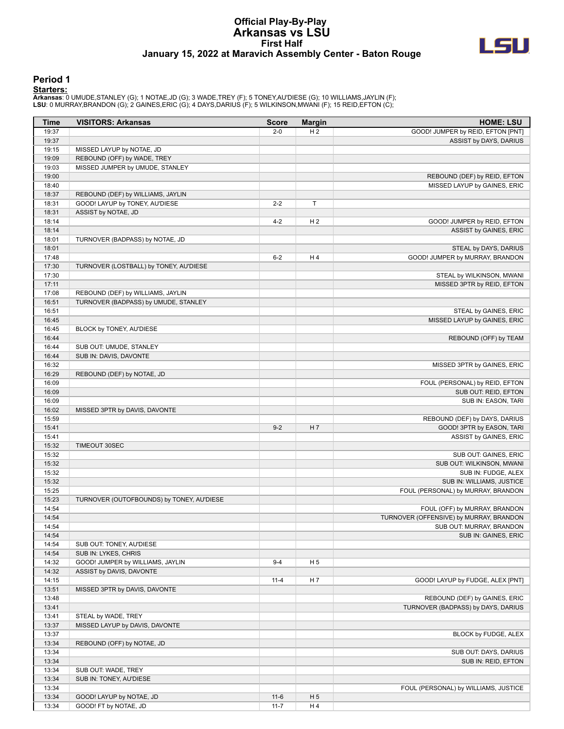# Official Play-By-Play
# Arkansas vs LSU
## First Half
### January 15, 2022 at Maravich Assembly Center - Baton Rouge

## Period 1

**Starters:**

**Arkansas**: 0 UMUDE,STANLEY (G); 1 NOTAE,JD (G); 3 WADE,TREY (F); 5 TONEY,AU'DIESE (G); 10 WILLIAMS,JAYLIN (F);
**LSU**: 0 MURRAY,BRANDON (G); 2 GAINES,ERIC (G); 4 DAYS,DARIUS (F); 5 WILKINSON,MWANI (F); 15 REID,EFTON (C);

| Time | VISITORS: Arkansas | Score | Margin | HOME: LSU |
|---|---|---|---|---|
| 19:37 | | 2-0 | H 2 | GOOD! JUMPER by REID, EFTON [PNT] |
| 19:37 | | | | ASSIST by DAYS, DARIUS |
| 19:15 | MISSED LAYUP by NOTAE, JD | | | |
| 19:09 | REBOUND (OFF) by WADE, TREY | | | |
| 19:03 | MISSED JUMPER by UMUDE, STANLEY | | | |
| 19:00 | | | | REBOUND (DEF) by REID, EFTON |
| 18:40 | | | | MISSED LAYUP by GAINES, ERIC |
| 18:37 | REBOUND (DEF) by WILLIAMS, JAYLIN | | | |
| 18:31 | GOOD! LAYUP by TONEY, AU'DIESE | 2-2 | T | |
| 18:31 | ASSIST by NOTAE, JD | | | |
| 18:14 | | 4-2 | H 2 | GOOD! JUMPER by REID, EFTON |
| 18:14 | | | | ASSIST by GAINES, ERIC |
| 18:01 | TURNOVER (BADPASS) by NOTAE, JD | | | |
| 18:01 | | | | STEAL by DAYS, DARIUS |
| 17:48 | | 6-2 | H 4 | GOOD! JUMPER by MURRAY, BRANDON |
| 17:30 | TURNOVER (LOSTBALL) by TONEY, AU'DIESE | | | |
| 17:30 | | | | STEAL by WILKINSON, MWANI |
| 17:11 | | | | MISSED 3PTR by REID, EFTON |
| 17:08 | REBOUND (DEF) by WILLIAMS, JAYLIN | | | |
| 16:51 | TURNOVER (BADPASS) by UMUDE, STANLEY | | | |
| 16:51 | | | | STEAL by GAINES, ERIC |
| 16:45 | | | | MISSED LAYUP by GAINES, ERIC |
| 16:45 | BLOCK by TONEY, AU'DIESE | | | |
| 16:44 | | | | REBOUND (OFF) by TEAM |
| 16:44 | SUB OUT: UMUDE, STANLEY | | | |
| 16:44 | SUB IN: DAVIS, DAVONTE | | | |
| 16:32 | | | | MISSED 3PTR by GAINES, ERIC |
| 16:29 | REBOUND (DEF) by NOTAE, JD | | | |
| 16:09 | | | | FOUL (PERSONAL) by REID, EFTON |
| 16:09 | | | | SUB OUT: REID, EFTON |
| 16:09 | | | | SUB IN: EASON, TARI |
| 16:02 | MISSED 3PTR by DAVIS, DAVONTE | | | |
| 15:59 | | | | REBOUND (DEF) by DAYS, DARIUS |
| 15:41 | | 9-2 | H 7 | GOOD! 3PTR by EASON, TARI |
| 15:41 | | | | ASSIST by GAINES, ERIC |
| 15:32 | TIMEOUT 30SEC | | | |
| 15:32 | | | | SUB OUT: GAINES, ERIC |
| 15:32 | | | | SUB OUT: WILKINSON, MWANI |
| 15:32 | | | | SUB IN: FUDGE, ALEX |
| 15:32 | | | | SUB IN: WILLIAMS, JUSTICE |
| 15:25 | | | | FOUL (PERSONAL) by MURRAY, BRANDON |
| 15:23 | TURNOVER (OUTOFBOUNDS) by TONEY, AU'DIESE | | | |
| 14:54 | | | | FOUL (OFF) by MURRAY, BRANDON |
| 14:54 | | | | TURNOVER (OFFENSIVE) by MURRAY, BRANDON |
| 14:54 | | | | SUB OUT: MURRAY, BRANDON |
| 14:54 | | | | SUB IN: GAINES, ERIC |
| 14:54 | SUB OUT: TONEY, AU'DIESE | | | |
| 14:54 | SUB IN: LYKES, CHRIS | | | |
| 14:32 | GOOD! JUMPER by WILLIAMS, JAYLIN | 9-4 | H 5 | |
| 14:32 | ASSIST by DAVIS, DAVONTE | | | |
| 14:15 | | 11-4 | H 7 | GOOD! LAYUP by FUDGE, ALEX [PNT] |
| 13:51 | MISSED 3PTR by DAVIS, DAVONTE | | | |
| 13:48 | | | | REBOUND (DEF) by GAINES, ERIC |
| 13:41 | | | | TURNOVER (BADPASS) by DAYS, DARIUS |
| 13:41 | STEAL by WADE, TREY | | | |
| 13:37 | MISSED LAYUP by DAVIS, DAVONTE | | | |
| 13:37 | | | | BLOCK by FUDGE, ALEX |
| 13:34 | REBOUND (OFF) by NOTAE, JD | | | |
| 13:34 | | | | SUB OUT: DAYS, DARIUS |
| 13:34 | | | | SUB IN: REID, EFTON |
| 13:34 | SUB OUT: WADE, TREY | | | |
| 13:34 | SUB IN: TONEY, AU'DIESE | | | |
| 13:34 | | | | FOUL (PERSONAL) by WILLIAMS, JUSTICE |
| 13:34 | GOOD! LAYUP by NOTAE, JD | 11-6 | H 5 | |
| 13:34 | GOOD! FT by NOTAE, JD | 11-7 | H 4 | |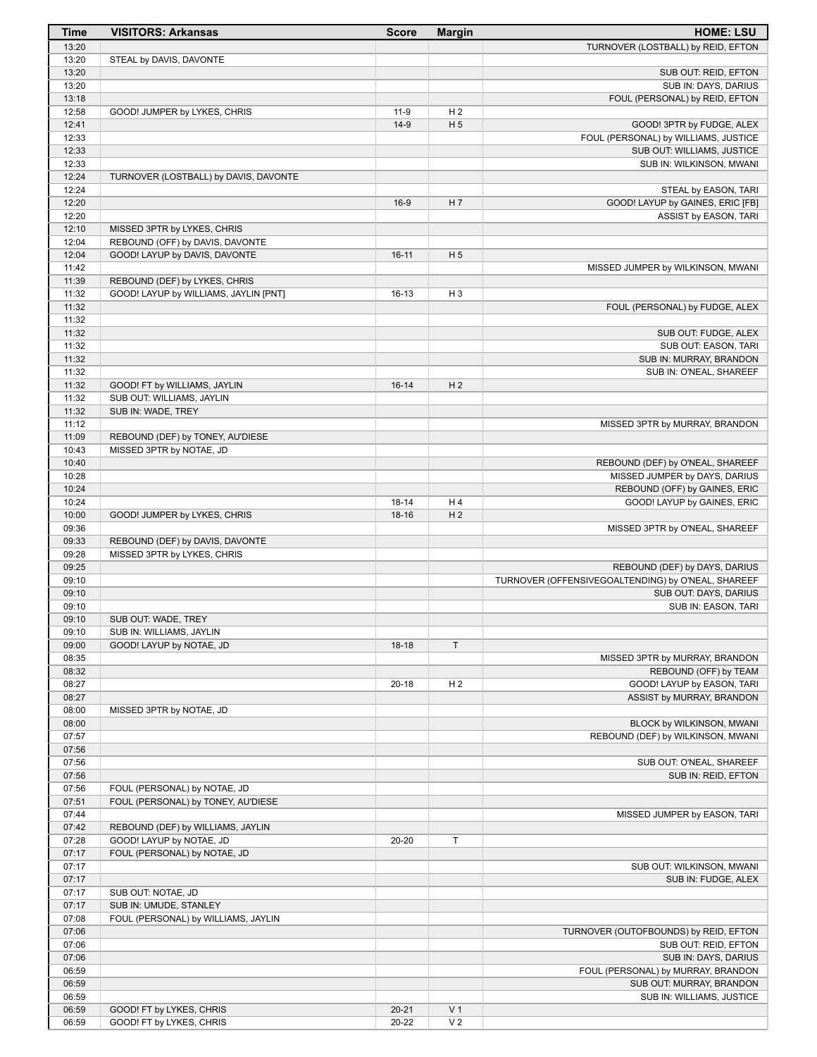| Time | VISITORS: Arkansas | Score | Margin | HOME: LSU |
|---|---|---|---|---|
| 13:20 | | | | TURNOVER (LOSTBALL) by REID, EFTON |
| 13:20 | STEAL by DAVIS, DAVONTE | | | |
| 13:20 | | | | SUB OUT: REID, EFTON |
| 13:20 | | | | SUB IN: DAYS, DARIUS |
| 13:18 | | | | FOUL (PERSONAL) by REID, EFTON |
| 12:58 | GOOD! JUMPER by LYKES, CHRIS | 11-9 | H 2 | |
| 12:41 | | 14-9 | H 5 | GOOD! 3PTR by FUDGE, ALEX |
| 12:33 | | | | FOUL (PERSONAL) by WILLIAMS, JUSTICE |
| 12:33 | | | | SUB OUT: WILLIAMS, JUSTICE |
| 12:33 | | | | SUB IN: WILKINSON, MWANI |
| 12:24 | TURNOVER (LOSTBALL) by DAVIS, DAVONTE | | | |
| 12:24 | | | | STEAL by EASON, TARI |
| 12:20 | | 16-9 | H 7 | GOOD! LAYUP by GAINES, ERIC [FB] |
| 12:20 | | | | ASSIST by EASON, TARI |
| 12:10 | MISSED 3PTR by LYKES, CHRIS | | | |
| 12:04 | REBOUND (OFF) by DAVIS, DAVONTE | | | |
| 12:04 | GOOD! LAYUP by DAVIS, DAVONTE | 16-11 | H 5 | |
| 11:42 | | | | MISSED JUMPER by WILKINSON, MWANI |
| 11:39 | REBOUND (DEF) by LYKES, CHRIS | | | |
| 11:32 | GOOD! LAYUP by WILLIAMS, JAYLIN [PNT] | 16-13 | H 3 | |
| 11:32 | | | | FOUL (PERSONAL) by FUDGE, ALEX |
| 11:32 | | | | |
| 11:32 | | | | SUB OUT: FUDGE, ALEX |
| 11:32 | | | | SUB OUT: EASON, TARI |
| 11:32 | | | | SUB IN: MURRAY, BRANDON |
| 11:32 | | | | SUB IN: O'NEAL, SHAREEF |
| 11:32 | GOOD! FT by WILLIAMS, JAYLIN | 16-14 | H 2 | |
| 11:32 | SUB OUT: WILLIAMS, JAYLIN | | | |
| 11:32 | SUB IN: WADE, TREY | | | |
| 11:12 | | | | MISSED 3PTR by MURRAY, BRANDON |
| 11:09 | REBOUND (DEF) by TONEY, AU'DIESE | | | |
| 10:43 | MISSED 3PTR by NOTAE, JD | | | |
| 10:40 | | | | REBOUND (DEF) by O'NEAL, SHAREEF |
| 10:28 | | | | MISSED JUMPER by DAYS, DARIUS |
| 10:24 | | | | REBOUND (OFF) by GAINES, ERIC |
| 10:24 | | 18-14 | H 4 | GOOD! LAYUP by GAINES, ERIC |
| 10:00 | GOOD! JUMPER by LYKES, CHRIS | 18-16 | H 2 | |
| 09:36 | | | | MISSED 3PTR by O'NEAL, SHAREEF |
| 09:33 | REBOUND (DEF) by DAVIS, DAVONTE | | | |
| 09:28 | MISSED 3PTR by LYKES, CHRIS | | | |
| 09:25 | | | | REBOUND (DEF) by DAYS, DARIUS |
| 09:10 | | | | TURNOVER (OFFENSIVEGOALTENDING) by O'NEAL, SHAREEF |
| 09:10 | | | | SUB OUT: DAYS, DARIUS |
| 09:10 | | | | SUB IN: EASON, TARI |
| 09:10 | SUB OUT: WADE, TREY | | | |
| 09:10 | SUB IN: WILLIAMS, JAYLIN | | | |
| 09:00 | GOOD! LAYUP by NOTAE, JD | 18-18 | T | |
| 08:35 | | | | MISSED 3PTR by MURRAY, BRANDON |
| 08:32 | | | | REBOUND (OFF) by TEAM |
| 08:27 | | 20-18 | H 2 | GOOD! LAYUP by EASON, TARI |
| 08:27 | | | | ASSIST by MURRAY, BRANDON |
| 08:00 | MISSED 3PTR by NOTAE, JD | | | |
| 08:00 | | | | BLOCK by WILKINSON, MWANI |
| 07:57 | | | | REBOUND (DEF) by WILKINSON, MWANI |
| 07:56 | | | | |
| 07:56 | | | | SUB OUT: O'NEAL, SHAREEF |
| 07:56 | | | | SUB IN: REID, EFTON |
| 07:56 | FOUL (PERSONAL) by NOTAE, JD | | | |
| 07:51 | FOUL (PERSONAL) by TONEY, AU'DIESE | | | |
| 07:44 | | | | MISSED JUMPER by EASON, TARI |
| 07:42 | REBOUND (DEF) by WILLIAMS, JAYLIN | | | |
| 07:28 | GOOD! LAYUP by NOTAE, JD | 20-20 | T | |
| 07:17 | FOUL (PERSONAL) by NOTAE, JD | | | |
| 07:17 | | | | SUB OUT: WILKINSON, MWANI |
| 07:17 | | | | SUB IN: FUDGE, ALEX |
| 07:17 | SUB OUT: NOTAE, JD | | | |
| 07:17 | SUB IN: UMUDE, STANLEY | | | |
| 07:08 | FOUL (PERSONAL) by WILLIAMS, JAYLIN | | | |
| 07:06 | | | | TURNOVER (OUTOFBOUNDS) by REID, EFTON |
| 07:06 | | | | SUB OUT: REID, EFTON |
| 07:06 | | | | SUB IN: DAYS, DARIUS |
| 06:59 | | | | FOUL (PERSONAL) by MURRAY, BRANDON |
| 06:59 | | | | SUB OUT: MURRAY, BRANDON |
| 06:59 | | | | SUB IN: WILLIAMS, JUSTICE |
| 06:59 | GOOD! FT by LYKES, CHRIS | 20-21 | V 1 | |
| 06:59 | GOOD! FT by LYKES, CHRIS | 20-22 | V 2 | |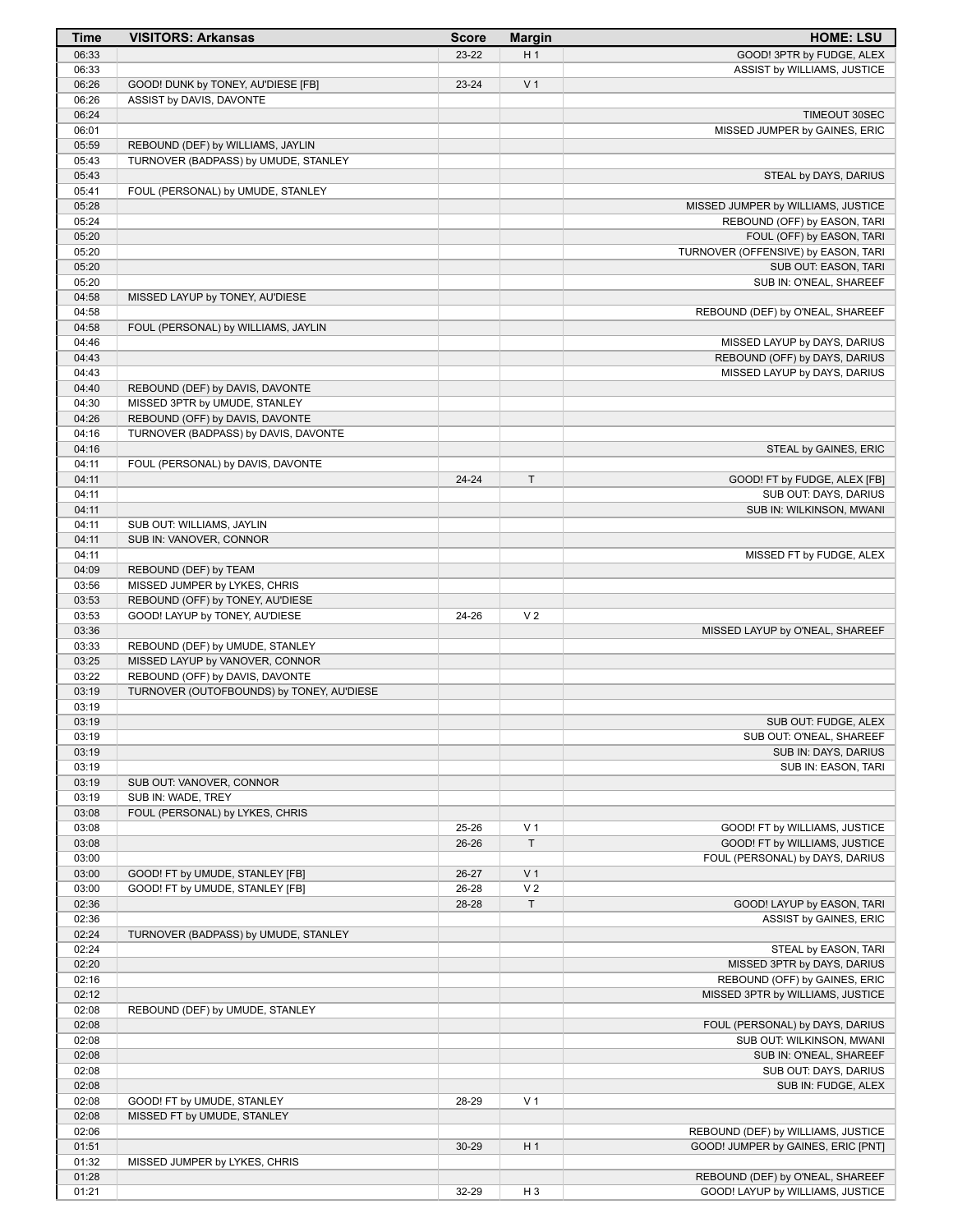| Time | VISITORS: Arkansas | Score | Margin | HOME: LSU |
|---|---|---|---|---|
| 06:33 | | 23-22 | H 1 | GOOD! 3PTR by FUDGE, ALEX |
| 06:33 | | | | ASSIST by WILLIAMS, JUSTICE |
| 06:26 | GOOD! DUNK by TONEY, AU'DIESE [FB] | 23-24 | V 1 | |
| 06:26 | ASSIST by DAVIS, DAVONTE | | | |
| 06:24 | | | | TIMEOUT 30SEC |
| 06:01 | | | | MISSED JUMPER by GAINES, ERIC |
| 05:59 | REBOUND (DEF) by WILLIAMS, JAYLIN | | | |
| 05:43 | TURNOVER (BADPASS) by UMUDE, STANLEY | | | |
| 05:43 | | | | STEAL by DAYS, DARIUS |
| 05:41 | FOUL (PERSONAL) by UMUDE, STANLEY | | | |
| 05:28 | | | | MISSED JUMPER by WILLIAMS, JUSTICE |
| 05:24 | | | | REBOUND (OFF) by EASON, TARI |
| 05:20 | | | | FOUL (OFF) by EASON, TARI |
| 05:20 | | | | TURNOVER (OFFENSIVE) by EASON, TARI |
| 05:20 | | | | SUB OUT: EASON, TARI |
| 05:20 | | | | SUB IN: O'NEAL, SHAREEF |
| 04:58 | MISSED LAYUP by TONEY, AU'DIESE | | | |
| 04:58 | | | | REBOUND (DEF) by O'NEAL, SHAREEF |
| 04:58 | FOUL (PERSONAL) by WILLIAMS, JAYLIN | | | |
| 04:46 | | | | MISSED LAYUP by DAYS, DARIUS |
| 04:43 | | | | REBOUND (OFF) by DAYS, DARIUS |
| 04:43 | | | | MISSED LAYUP by DAYS, DARIUS |
| 04:40 | REBOUND (DEF) by DAVIS, DAVONTE | | | |
| 04:30 | MISSED 3PTR by UMUDE, STANLEY | | | |
| 04:26 | REBOUND (OFF) by DAVIS, DAVONTE | | | |
| 04:16 | TURNOVER (BADPASS) by DAVIS, DAVONTE | | | |
| 04:16 | | | | STEAL by GAINES, ERIC |
| 04:11 | FOUL (PERSONAL) by DAVIS, DAVONTE | | | |
| 04:11 | | 24-24 | T | GOOD! FT by FUDGE, ALEX [FB] |
| 04:11 | | | | SUB OUT: DAYS, DARIUS |
| 04:11 | | | | SUB IN: WILKINSON, MWANI |
| 04:11 | SUB OUT: WILLIAMS, JAYLIN | | | |
| 04:11 | SUB IN: VANOVER, CONNOR | | | |
| 04:11 | | | | MISSED FT by FUDGE, ALEX |
| 04:09 | REBOUND (DEF) by TEAM | | | |
| 03:56 | MISSED JUMPER by LYKES, CHRIS | | | |
| 03:53 | REBOUND (OFF) by TONEY, AU'DIESE | | | |
| 03:53 | GOOD! LAYUP by TONEY, AU'DIESE | 24-26 | V 2 | |
| 03:36 | | | | MISSED LAYUP by O'NEAL, SHAREEF |
| 03:33 | REBOUND (DEF) by UMUDE, STANLEY | | | |
| 03:25 | MISSED LAYUP by VANOVER, CONNOR | | | |
| 03:22 | REBOUND (OFF) by DAVIS, DAVONTE | | | |
| 03:19 | TURNOVER (OUTOFBOUNDS) by TONEY, AU'DIESE | | | |
| 03:19 | | | | |
| 03:19 | | | | SUB OUT: FUDGE, ALEX |
| 03:19 | | | | SUB OUT: O'NEAL, SHAREEF |
| 03:19 | | | | SUB IN: DAYS, DARIUS |
| 03:19 | | | | SUB IN: EASON, TARI |
| 03:19 | SUB OUT: VANOVER, CONNOR | | | |
| 03:19 | SUB IN: WADE, TREY | | | |
| 03:08 | FOUL (PERSONAL) by LYKES, CHRIS | | | |
| 03:08 | | 25-26 | V 1 | GOOD! FT by WILLIAMS, JUSTICE |
| 03:08 | | 26-26 | T | GOOD! FT by WILLIAMS, JUSTICE |
| 03:00 | | | | FOUL (PERSONAL) by DAYS, DARIUS |
| 03:00 | GOOD! FT by UMUDE, STANLEY [FB] | 26-27 | V 1 | |
| 03:00 | GOOD! FT by UMUDE, STANLEY [FB] | 26-28 | V 2 | |
| 02:36 | | 28-28 | T | GOOD! LAYUP by EASON, TARI |
| 02:36 | | | | ASSIST by GAINES, ERIC |
| 02:24 | TURNOVER (BADPASS) by UMUDE, STANLEY | | | |
| 02:24 | | | | STEAL by EASON, TARI |
| 02:20 | | | | MISSED 3PTR by DAYS, DARIUS |
| 02:16 | | | | REBOUND (OFF) by GAINES, ERIC |
| 02:12 | | | | MISSED 3PTR by WILLIAMS, JUSTICE |
| 02:08 | REBOUND (DEF) by UMUDE, STANLEY | | | |
| 02:08 | | | | FOUL (PERSONAL) by DAYS, DARIUS |
| 02:08 | | | | SUB OUT: WILKINSON, MWANI |
| 02:08 | | | | SUB IN: O'NEAL, SHAREEF |
| 02:08 | | | | SUB OUT: DAYS, DARIUS |
| 02:08 | | | | SUB IN: FUDGE, ALEX |
| 02:08 | GOOD! FT by UMUDE, STANLEY | 28-29 | V 1 | |
| 02:08 | MISSED FT by UMUDE, STANLEY | | | |
| 02:06 | | | | REBOUND (DEF) by WILLIAMS, JUSTICE |
| 01:51 | | 30-29 | H 1 | GOOD! JUMPER by GAINES, ERIC [PNT] |
| 01:32 | MISSED JUMPER by LYKES, CHRIS | | | |
| 01:28 | | | | REBOUND (DEF) by O'NEAL, SHAREEF |
| 01:21 | | 32-29 | H 3 | GOOD! LAYUP by WILLIAMS, JUSTICE |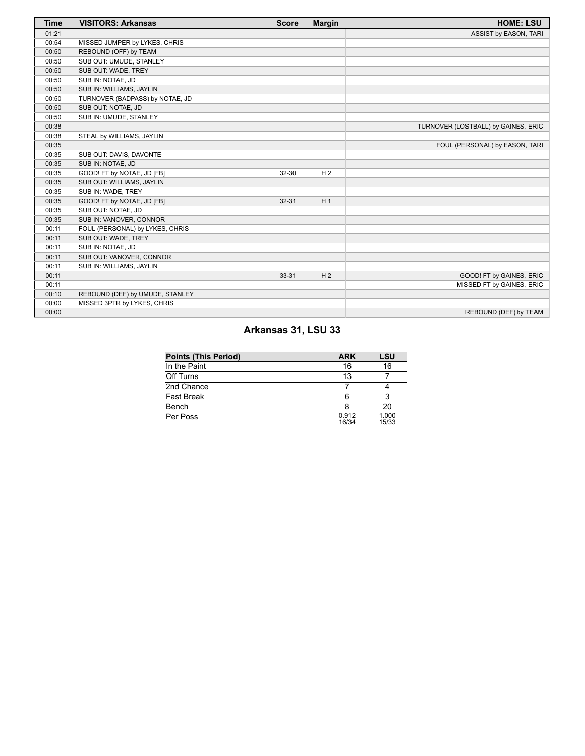| Time | VISITORS: Arkansas | Score | Margin | HOME: LSU |
| --- | --- | --- | --- | --- |
| 01:21 | | | | ASSIST by EASON, TARI |
| 00:54 | MISSED JUMPER by LYKES, CHRIS | | | |
| 00:50 | REBOUND (OFF) by TEAM | | | |
| 00:50 | SUB OUT: UMUDE, STANLEY | | | |
| 00:50 | SUB OUT: WADE, TREY | | | |
| 00:50 | SUB IN: NOTAE, JD | | | |
| 00:50 | SUB IN: WILLIAMS, JAYLIN | | | |
| 00:50 | TURNOVER (BADPASS) by NOTAE, JD | | | |
| 00:50 | SUB OUT: NOTAE, JD | | | |
| 00:50 | SUB IN: UMUDE, STANLEY | | | |
| 00:38 | | | | TURNOVER (LOSTBALL) by GAINES, ERIC |
| 00:38 | STEAL by WILLIAMS, JAYLIN | | | |
| 00:35 | | | | FOUL (PERSONAL) by EASON, TARI |
| 00:35 | SUB OUT: DAVIS, DAVONTE | | | |
| 00:35 | SUB IN: NOTAE, JD | | | |
| 00:35 | GOOD! FT by NOTAE, JD [FB] | 32-30 | H 2 | |
| 00:35 | SUB OUT: WILLIAMS, JAYLIN | | | |
| 00:35 | SUB IN: WADE, TREY | | | |
| 00:35 | GOOD! FT by NOTAE, JD [FB] | 32-31 | H 1 | |
| 00:35 | SUB OUT: NOTAE, JD | | | |
| 00:35 | SUB IN: VANOVER, CONNOR | | | |
| 00:11 | FOUL (PERSONAL) by LYKES, CHRIS | | | |
| 00:11 | SUB OUT: WADE, TREY | | | |
| 00:11 | SUB IN: NOTAE, JD | | | |
| 00:11 | SUB OUT: VANOVER, CONNOR | | | |
| 00:11 | SUB IN: WILLIAMS, JAYLIN | | | |
| 00:11 | | 33-31 | H 2 | GOOD! FT by GAINES, ERIC |
| 00:11 | | | | MISSED FT by GAINES, ERIC |
| 00:10 | REBOUND (DEF) by UMUDE, STANLEY | | | |
| 00:00 | MISSED 3PTR by LYKES, CHRIS | | | |
| 00:00 | | | | REBOUND (DEF) by TEAM |

## Arkansas 31, LSU 33

| Points (This Period) | ARK | LSU |
| --- | --- | --- |
| In the Paint | 16 | 16 |
| Off Turns | 13 | 7 |
| 2nd Chance | 7 | 4 |
| Fast Break | 6 | 3 |
| Bench | 8 | 20 |
| Per Poss | 0.912 16/34 | 1.000 15/33 |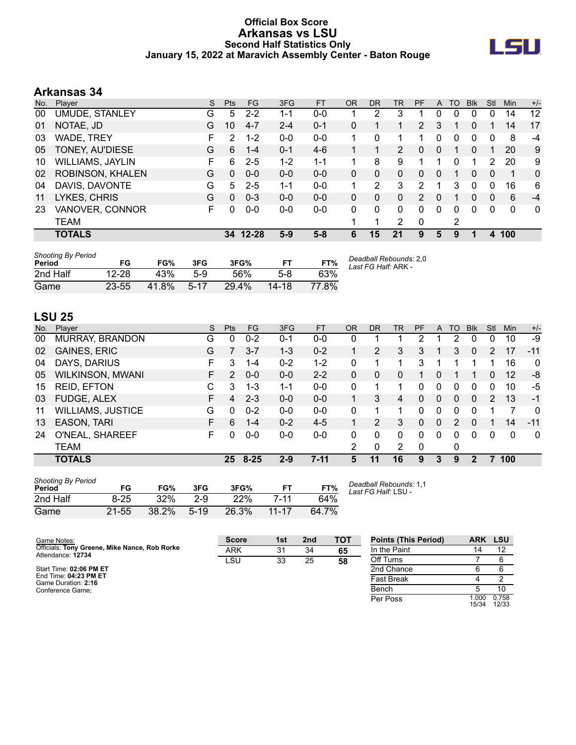# Official Box Score
## Arkansas vs LSU
### Second Half Statistics Only
### January 15, 2022 at Maravich Assembly Center - Baton Rouge

## Arkansas 34

| No. | Player | S | Pts | FG | 3FG | FT | OR | DR | TR | PF | A | TO | Blk | Stl | Min | +/- |
|---|---|---|---|---|---|---|---|---|---|---|---|---|---|---|---|---|
| 00 | UMUDE, STANLEY | G | 5 | 2-2 | 1-1 | 0-0 | 1 | 2 | 3 | 1 | 0 | 0 | 0 | 0 | 14 | 12 |
| 01 | NOTAE, JD | G | 10 | 4-7 | 2-4 | 0-1 | 0 | 1 | 1 | 2 | 3 | 1 | 0 | 1 | 14 | 17 |
| 03 | WADE, TREY | F | 2 | 1-2 | 0-0 | 0-0 | 1 | 0 | 1 | 1 | 0 | 0 | 0 | 0 | 8 | -4 |
| 05 | TONEY, AU'DIESE | G | 6 | 1-4 | 0-1 | 4-6 | 1 | 1 | 2 | 0 | 0 | 1 | 0 | 1 | 20 | 9 |
| 10 | WILLIAMS, JAYLIN | F | 6 | 2-5 | 1-2 | 1-1 | 1 | 8 | 9 | 1 | 1 | 0 | 1 | 2 | 20 | 9 |
| 02 | ROBINSON, KHALEN | G | 0 | 0-0 | 0-0 | 0-0 | 0 | 0 | 0 | 0 | 0 | 1 | 0 | 0 | 1 | 0 |
| 04 | DAVIS, DAVONTE | G | 5 | 2-5 | 1-1 | 0-0 | 1 | 2 | 3 | 2 | 1 | 3 | 0 | 0 | 16 | 6 |
| 11 | LYKES, CHRIS | G | 0 | 0-3 | 0-0 | 0-0 | 0 | 0 | 0 | 2 | 0 | 1 | 0 | 0 | 6 | -4 |
| 23 | VANOVER, CONNOR | F | 0 | 0-0 | 0-0 | 0-0 | 0 | 0 | 0 | 0 | 0 | 0 | 0 | 0 | 0 | 0 |
| | TEAM | | | | | | 1 | 1 | 2 | 0 | | 2 | | | | |
| | **TOTALS** | | **34** | **12-28** | **5-9** | **5-8** | **6** | **15** | **21** | **9** | **5** | **9** | **1** | **4** | **100** | |

*Shooting By Period*

| Period | FG | FG% | 3FG | 3FG% | FT | FT% |
|---|---|---|---|---|---|---|
| 2nd Half | 12-28 | 43% | 5-9 | 56% | 5-8 | 63% |
| Game | 23-55 | 41.8% | 5-17 | 29.4% | 14-18 | 77.8% |

*Deadball Rebounds:* 2,0
*Last FG Half:* ARK -

## LSU 25

| No. | Player | S | Pts | FG | 3FG | FT | OR | DR | TR | PF | A | TO | Blk | Stl | Min | +/- |
|---|---|---|---|---|---|---|---|---|---|---|---|---|---|---|---|---|
| 00 | MURRAY, BRANDON | G | 0 | 0-2 | 0-1 | 0-0 | 0 | 1 | 1 | 2 | 1 | 2 | 0 | 0 | 10 | -9 |
| 02 | GAINES, ERIC | G | 7 | 3-7 | 1-3 | 0-2 | 1 | 2 | 3 | 3 | 1 | 3 | 0 | 2 | 17 | -11 |
| 04 | DAYS, DARIUS | F | 3 | 1-4 | 0-2 | 1-2 | 0 | 1 | 1 | 3 | 1 | 1 | 1 | 1 | 16 | 0 |
| 05 | WILKINSON, MWANI | F | 2 | 0-0 | 0-0 | 2-2 | 0 | 0 | 0 | 1 | 0 | 1 | 1 | 0 | 12 | -8 |
| 15 | REID, EFTON | C | 3 | 1-3 | 1-1 | 0-0 | 0 | 1 | 1 | 0 | 0 | 0 | 0 | 0 | 10 | -5 |
| 03 | FUDGE, ALEX | F | 4 | 2-3 | 0-0 | 0-0 | 1 | 3 | 4 | 0 | 0 | 0 | 0 | 2 | 13 | -1 |
| 11 | WILLIAMS, JUSTICE | G | 0 | 0-2 | 0-0 | 0-0 | 0 | 1 | 1 | 0 | 0 | 0 | 0 | 1 | 7 | 0 |
| 13 | EASON, TARI | F | 6 | 1-4 | 0-2 | 4-5 | 1 | 2 | 3 | 0 | 0 | 2 | 0 | 1 | 14 | -11 |
| 24 | O'NEAL, SHAREEF | F | 0 | 0-0 | 0-0 | 0-0 | 0 | 0 | 0 | 0 | 0 | 0 | 0 | 0 | 0 | 0 |
| | TEAM | | | | | | 2 | 0 | 2 | 0 | | 0 | | | | |
| | **TOTALS** | | **25** | **8-25** | **2-9** | **7-11** | **5** | **11** | **16** | **9** | **3** | **9** | **2** | **7** | **100** | |

*Shooting By Period*

| Period | FG | FG% | 3FG | 3FG% | FT | FT% |
|---|---|---|---|---|---|---|
| 2nd Half | 8-25 | 32% | 2-9 | 22% | 7-11 | 64% |
| Game | 21-55 | 38.2% | 5-19 | 26.3% | 11-17 | 64.7% |

*Deadball Rebounds:* 1,1
*Last FG Half:* LSU -

Game Notes:
Officials: **Tony Greene, Mike Nance, Rob Rorke**
Attendance: **12734**

Start Time: **02:06 PM ET**
End Time: **04:23 PM ET**
Game Duration: **2:16**
Conference Game;

| Score | 1st | 2nd | TOT |
|---|---|---|---|
| ARK | 31 | 34 | **65** |
| LSU | 33 | 25 | **58** |

| Points (This Period) | ARK | LSU |
|---|---|---|
| In the Paint | 14 | 12 |
| Off Turns | 7 | 6 |
| 2nd Chance | 6 | 6 |
| Fast Break | 4 | 2 |
| Bench | 5 | 10 |
| Per Poss | 1.000 15/34 | 0.758 12/33 |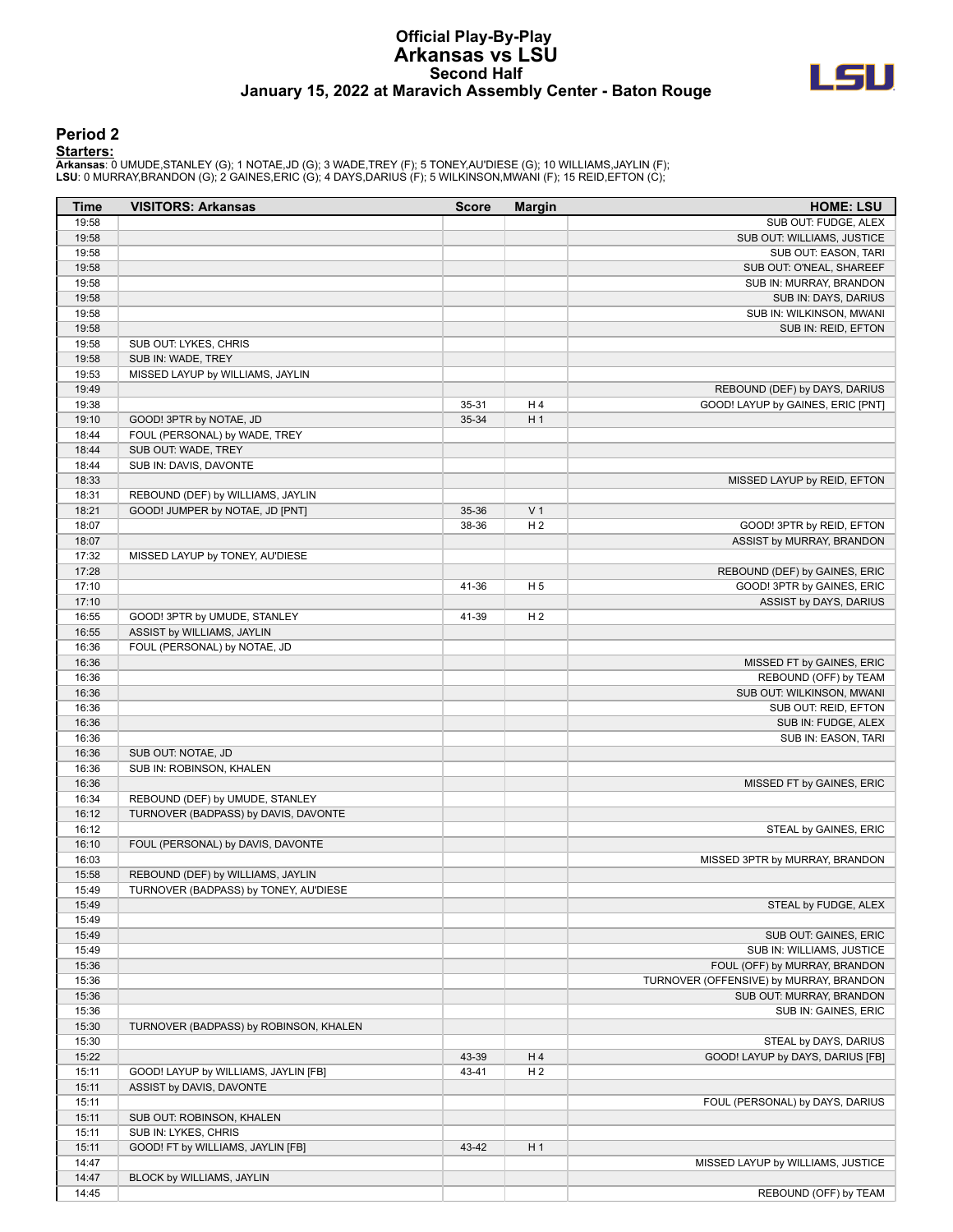# Official Play-By-Play
# Arkansas vs LSU
## Second Half
### January 15, 2022 at Maravich Assembly Center - Baton Rouge

## Period 2

**Starters:**

**Arkansas**: 0 UMUDE,STANLEY (G); 1 NOTAE,JD (G); 3 WADE,TREY (F); 5 TONEY,AU'DIESE (G); 10 WILLIAMS,JAYLIN (F);
**LSU**: 0 MURRAY,BRANDON (G); 2 GAINES,ERIC (G); 4 DAYS,DARIUS (F); 5 WILKINSON,MWANI (F); 15 REID,EFTON (C);

| Time | VISITORS: Arkansas | Score | Margin | HOME: LSU |
|---|---|---|---|---|
| 19:58 | | | | SUB OUT: FUDGE, ALEX |
| 19:58 | | | | SUB OUT: WILLIAMS, JUSTICE |
| 19:58 | | | | SUB OUT: EASON, TARI |
| 19:58 | | | | SUB OUT: O'NEAL, SHAREEF |
| 19:58 | | | | SUB IN: MURRAY, BRANDON |
| 19:58 | | | | SUB IN: DAYS, DARIUS |
| 19:58 | | | | SUB IN: WILKINSON, MWANI |
| 19:58 | | | | SUB IN: REID, EFTON |
| 19:58 | SUB OUT: LYKES, CHRIS | | | |
| 19:58 | SUB IN: WADE, TREY | | | |
| 19:53 | MISSED LAYUP by WILLIAMS, JAYLIN | | | |
| 19:49 | | | | REBOUND (DEF) by DAYS, DARIUS |
| 19:38 | | 35-31 | H 4 | GOOD! LAYUP by GAINES, ERIC [PNT] |
| 19:10 | GOOD! 3PTR by NOTAE, JD | 35-34 | H 1 | |
| 18:44 | FOUL (PERSONAL) by WADE, TREY | | | |
| 18:44 | SUB OUT: WADE, TREY | | | |
| 18:44 | SUB IN: DAVIS, DAVONTE | | | |
| 18:33 | | | | MISSED LAYUP by REID, EFTON |
| 18:31 | REBOUND (DEF) by WILLIAMS, JAYLIN | | | |
| 18:21 | GOOD! JUMPER by NOTAE, JD [PNT] | 35-36 | V 1 | |
| 18:07 | | 38-36 | H 2 | GOOD! 3PTR by REID, EFTON |
| 18:07 | | | | ASSIST by MURRAY, BRANDON |
| 17:32 | MISSED LAYUP by TONEY, AU'DIESE | | | |
| 17:28 | | | | REBOUND (DEF) by GAINES, ERIC |
| 17:10 | | 41-36 | H 5 | GOOD! 3PTR by GAINES, ERIC |
| 17:10 | | | | ASSIST by DAYS, DARIUS |
| 16:55 | GOOD! 3PTR by UMUDE, STANLEY | 41-39 | H 2 | |
| 16:55 | ASSIST by WILLIAMS, JAYLIN | | | |
| 16:36 | FOUL (PERSONAL) by NOTAE, JD | | | |
| 16:36 | | | | MISSED FT by GAINES, ERIC |
| 16:36 | | | | REBOUND (OFF) by TEAM |
| 16:36 | | | | SUB OUT: WILKINSON, MWANI |
| 16:36 | | | | SUB OUT: REID, EFTON |
| 16:36 | | | | SUB IN: FUDGE, ALEX |
| 16:36 | | | | SUB IN: EASON, TARI |
| 16:36 | SUB OUT: NOTAE, JD | | | |
| 16:36 | SUB IN: ROBINSON, KHALEN | | | |
| 16:36 | | | | MISSED FT by GAINES, ERIC |
| 16:34 | REBOUND (DEF) by UMUDE, STANLEY | | | |
| 16:12 | TURNOVER (BADPASS) by DAVIS, DAVONTE | | | |
| 16:12 | | | | STEAL by GAINES, ERIC |
| 16:10 | FOUL (PERSONAL) by DAVIS, DAVONTE | | | |
| 16:03 | | | | MISSED 3PTR by MURRAY, BRANDON |
| 15:58 | REBOUND (DEF) by WILLIAMS, JAYLIN | | | |
| 15:49 | TURNOVER (BADPASS) by TONEY, AU'DIESE | | | |
| 15:49 | | | | STEAL by FUDGE, ALEX |
| 15:49 | | | | |
| 15:49 | | | | SUB OUT: GAINES, ERIC |
| 15:49 | | | | SUB IN: WILLIAMS, JUSTICE |
| 15:36 | | | | FOUL (OFF) by MURRAY, BRANDON |
| 15:36 | | | | TURNOVER (OFFENSIVE) by MURRAY, BRANDON |
| 15:36 | | | | SUB OUT: MURRAY, BRANDON |
| 15:36 | | | | SUB IN: GAINES, ERIC |
| 15:30 | TURNOVER (BADPASS) by ROBINSON, KHALEN | | | |
| 15:30 | | | | STEAL by DAYS, DARIUS |
| 15:22 | | 43-39 | H 4 | GOOD! LAYUP by DAYS, DARIUS [FB] |
| 15:11 | GOOD! LAYUP by WILLIAMS, JAYLIN [FB] | 43-41 | H 2 | |
| 15:11 | ASSIST by DAVIS, DAVONTE | | | |
| 15:11 | | | | FOUL (PERSONAL) by DAYS, DARIUS |
| 15:11 | SUB OUT: ROBINSON, KHALEN | | | |
| 15:11 | SUB IN: LYKES, CHRIS | | | |
| 15:11 | GOOD! FT by WILLIAMS, JAYLIN [FB] | 43-42 | H 1 | |
| 14:47 | | | | MISSED LAYUP by WILLIAMS, JUSTICE |
| 14:47 | BLOCK by WILLIAMS, JAYLIN | | | |
| 14:45 | | | | REBOUND (OFF) by TEAM |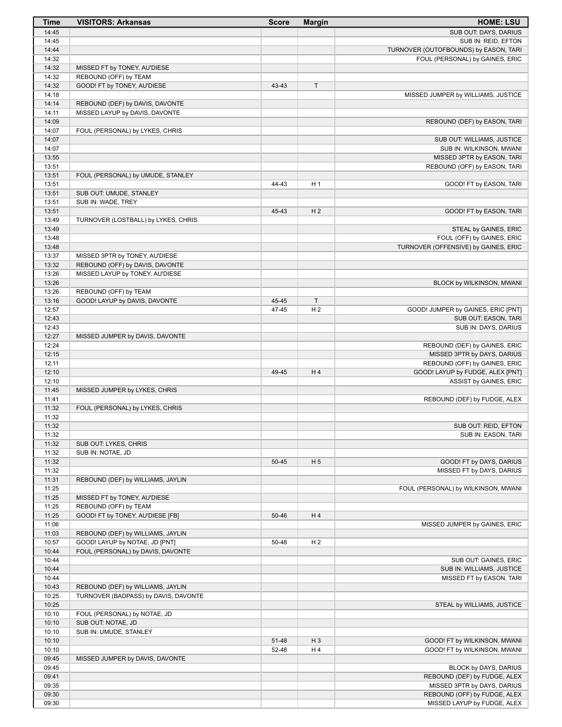| Time | VISITORS: Arkansas | Score | Margin | HOME: LSU |
|---|---|---|---|---|
| 14:45 | | | | SUB OUT: DAYS, DARIUS |
| 14:45 | | | | SUB IN: REID, EFTON |
| 14:44 | | | | TURNOVER (OUTOFBOUNDS) by EASON, TARI |
| 14:32 | | | | FOUL (PERSONAL) by GAINES, ERIC |
| 14:32 | MISSED FT by TONEY, AU'DIESE | | | |
| 14:32 | REBOUND (OFF) by TEAM | | | |
| 14:32 | GOOD! FT by TONEY, AU'DIESE | 43-43 | T | |
| 14:18 | | | | MISSED JUMPER by WILLIAMS, JUSTICE |
| 14:14 | REBOUND (DEF) by DAVIS, DAVONTE | | | |
| 14:11 | MISSED LAYUP by DAVIS, DAVONTE | | | |
| 14:09 | | | | REBOUND (DEF) by EASON, TARI |
| 14:07 | FOUL (PERSONAL) by LYKES, CHRIS | | | |
| 14:07 | | | | SUB OUT: WILLIAMS, JUSTICE |
| 14:07 | | | | SUB IN: WILKINSON, MWANI |
| 13:55 | | | | MISSED 3PTR by EASON, TARI |
| 13:51 | | | | REBOUND (OFF) by EASON, TARI |
| 13:51 | FOUL (PERSONAL) by UMUDE, STANLEY | | | |
| 13:51 | | 44-43 | H 1 | GOOD! FT by EASON, TARI |
| 13:51 | SUB OUT: UMUDE, STANLEY | | | |
| 13:51 | SUB IN: WADE, TREY | | | |
| 13:51 | | 45-43 | H 2 | GOOD! FT by EASON, TARI |
| 13:49 | TURNOVER (LOSTBALL) by LYKES, CHRIS | | | |
| 13:49 | | | | STEAL by GAINES, ERIC |
| 13:48 | | | | FOUL (OFF) by GAINES, ERIC |
| 13:48 | | | | TURNOVER (OFFENSIVE) by GAINES, ERIC |
| 13:37 | MISSED 3PTR by TONEY, AU'DIESE | | | |
| 13:32 | REBOUND (OFF) by DAVIS, DAVONTE | | | |
| 13:26 | MISSED LAYUP by TONEY, AU'DIESE | | | |
| 13:26 | | | | BLOCK by WILKINSON, MWANI |
| 13:26 | REBOUND (OFF) by TEAM | | | |
| 13:16 | GOOD! LAYUP by DAVIS, DAVONTE | 45-45 | T | |
| 12:57 | | 47-45 | H 2 | GOOD! JUMPER by GAINES, ERIC [PNT] |
| 12:43 | | | | SUB OUT: EASON, TARI |
| 12:43 | | | | SUB IN: DAYS, DARIUS |
| 12:27 | MISSED JUMPER by DAVIS, DAVONTE | | | |
| 12:24 | | | | REBOUND (DEF) by GAINES, ERIC |
| 12:15 | | | | MISSED 3PTR by DAYS, DARIUS |
| 12:11 | | | | REBOUND (OFF) by GAINES, ERIC |
| 12:10 | | 49-45 | H 4 | GOOD! LAYUP by FUDGE, ALEX [PNT] |
| 12:10 | | | | ASSIST by GAINES, ERIC |
| 11:45 | MISSED JUMPER by LYKES, CHRIS | | | |
| 11:41 | | | | REBOUND (DEF) by FUDGE, ALEX |
| 11:32 | FOUL (PERSONAL) by LYKES, CHRIS | | | |
| 11:32 | | | | |
| 11:32 | | | | SUB OUT: REID, EFTON |
| 11:32 | | | | SUB IN: EASON, TARI |
| 11:32 | SUB OUT: LYKES, CHRIS | | | |
| 11:32 | SUB IN: NOTAE, JD | | | |
| 11:32 | | 50-45 | H 5 | GOOD! FT by DAYS, DARIUS |
| 11:32 | | | | MISSED FT by DAYS, DARIUS |
| 11:31 | REBOUND (DEF) by WILLIAMS, JAYLIN | | | |
| 11:25 | | | | FOUL (PERSONAL) by WILKINSON, MWANI |
| 11:25 | MISSED FT by TONEY, AU'DIESE | | | |
| 11:25 | REBOUND (OFF) by TEAM | | | |
| 11:25 | GOOD! FT by TONEY, AU'DIESE [FB] | 50-46 | H 4 | |
| 11:06 | | | | MISSED JUMPER by GAINES, ERIC |
| 11:03 | REBOUND (DEF) by WILLIAMS, JAYLIN | | | |
| 10:57 | GOOD! LAYUP by NOTAE, JD [PNT] | 50-48 | H 2 | |
| 10:44 | FOUL (PERSONAL) by DAVIS, DAVONTE | | | |
| 10:44 | | | | SUB OUT: GAINES, ERIC |
| 10:44 | | | | SUB IN: WILLIAMS, JUSTICE |
| 10:44 | | | | MISSED FT by EASON, TARI |
| 10:43 | REBOUND (DEF) by WILLIAMS, JAYLIN | | | |
| 10:25 | TURNOVER (BADPASS) by DAVIS, DAVONTE | | | |
| 10:25 | | | | STEAL by WILLIAMS, JUSTICE |
| 10:10 | FOUL (PERSONAL) by NOTAE, JD | | | |
| 10:10 | SUB OUT: NOTAE, JD | | | |
| 10:10 | SUB IN: UMUDE, STANLEY | | | |
| 10:10 | | 51-48 | H 3 | GOOD! FT by WILKINSON, MWANI |
| 10:10 | | 52-48 | H 4 | GOOD! FT by WILKINSON, MWANI |
| 09:45 | MISSED JUMPER by DAVIS, DAVONTE | | | |
| 09:45 | | | | BLOCK by DAYS, DARIUS |
| 09:41 | | | | REBOUND (DEF) by FUDGE, ALEX |
| 09:35 | | | | MISSED 3PTR by DAYS, DARIUS |
| 09:30 | | | | REBOUND (OFF) by FUDGE, ALEX |
| 09:30 | | | | MISSED LAYUP by FUDGE, ALEX |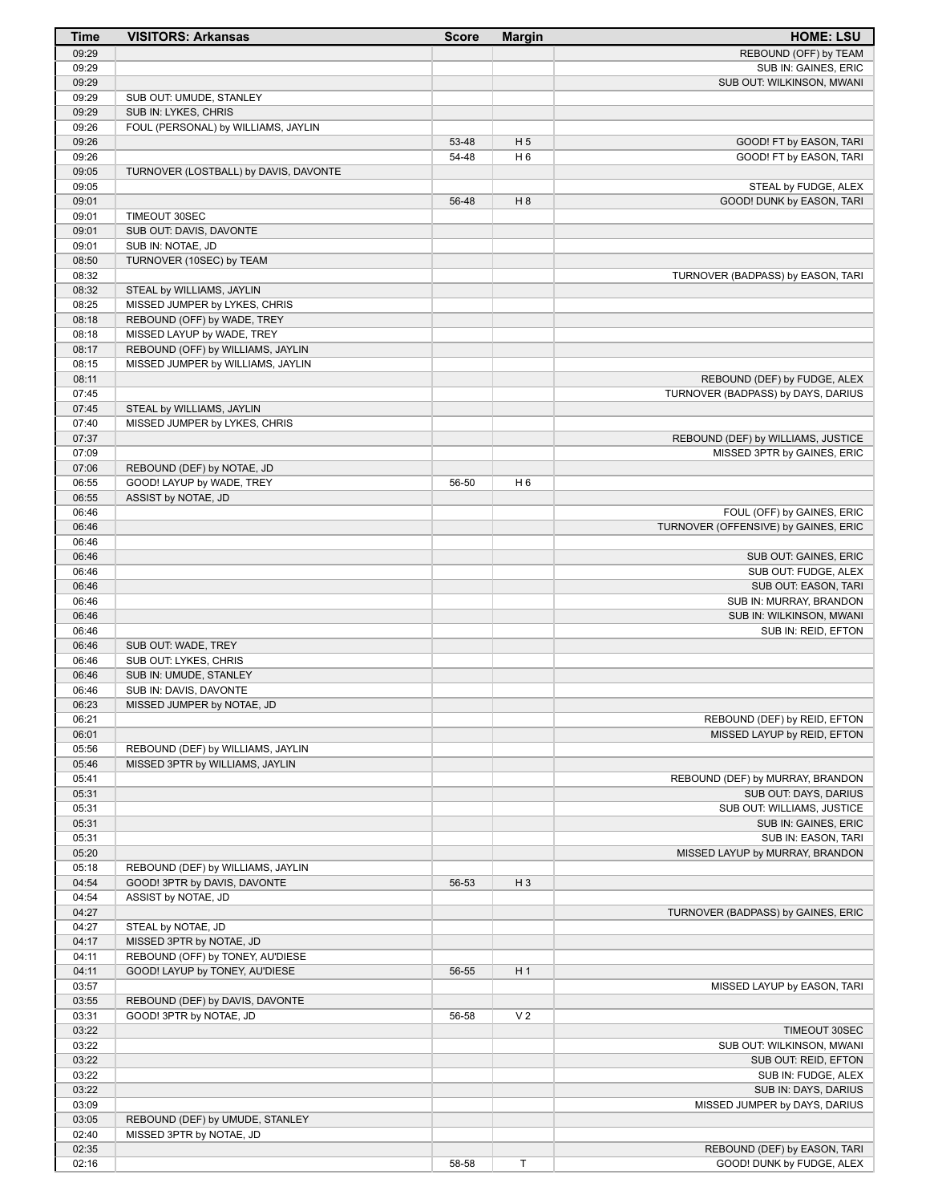| Time | VISITORS: Arkansas | Score | Margin | HOME: LSU |
|---|---|---|---|---|
| 09:29 | | | | REBOUND (OFF) by TEAM |
| 09:29 | | | | SUB IN: GAINES, ERIC |
| 09:29 | | | | SUB OUT: WILKINSON, MWANI |
| 09:29 | SUB OUT: UMUDE, STANLEY | | | |
| 09:29 | SUB IN: LYKES, CHRIS | | | |
| 09:26 | FOUL (PERSONAL) by WILLIAMS, JAYLIN | | | |
| 09:26 | | 53-48 | H 5 | GOOD! FT by EASON, TARI |
| 09:26 | | 54-48 | H 6 | GOOD! FT by EASON, TARI |
| 09:05 | TURNOVER (LOSTBALL) by DAVIS, DAVONTE | | | |
| 09:05 | | | | STEAL by FUDGE, ALEX |
| 09:01 | | 56-48 | H 8 | GOOD! DUNK by EASON, TARI |
| 09:01 | TIMEOUT 30SEC | | | |
| 09:01 | SUB OUT: DAVIS, DAVONTE | | | |
| 09:01 | SUB IN: NOTAE, JD | | | |
| 08:50 | TURNOVER (10SEC) by TEAM | | | |
| 08:32 | | | | TURNOVER (BADPASS) by EASON, TARI |
| 08:32 | STEAL by WILLIAMS, JAYLIN | | | |
| 08:25 | MISSED JUMPER by LYKES, CHRIS | | | |
| 08:18 | REBOUND (OFF) by WADE, TREY | | | |
| 08:18 | MISSED LAYUP by WADE, TREY | | | |
| 08:17 | REBOUND (OFF) by WILLIAMS, JAYLIN | | | |
| 08:15 | MISSED JUMPER by WILLIAMS, JAYLIN | | | |
| 08:11 | | | | REBOUND (DEF) by FUDGE, ALEX |
| 07:45 | | | | TURNOVER (BADPASS) by DAYS, DARIUS |
| 07:45 | STEAL by WILLIAMS, JAYLIN | | | |
| 07:40 | MISSED JUMPER by LYKES, CHRIS | | | |
| 07:37 | | | | REBOUND (DEF) by WILLIAMS, JUSTICE |
| 07:09 | | | | MISSED 3PTR by GAINES, ERIC |
| 07:06 | REBOUND (DEF) by NOTAE, JD | | | |
| 06:55 | GOOD! LAYUP by WADE, TREY | 56-50 | H 6 | |
| 06:55 | ASSIST by NOTAE, JD | | | |
| 06:46 | | | | FOUL (OFF) by GAINES, ERIC |
| 06:46 | | | | TURNOVER (OFFENSIVE) by GAINES, ERIC |
| 06:46 | | | | |
| 06:46 | | | | SUB OUT: GAINES, ERIC |
| 06:46 | | | | SUB OUT: FUDGE, ALEX |
| 06:46 | | | | SUB OUT: EASON, TARI |
| 06:46 | | | | SUB IN: MURRAY, BRANDON |
| 06:46 | | | | SUB IN: WILKINSON, MWANI |
| 06:46 | | | | SUB IN: REID, EFTON |
| 06:46 | SUB OUT: WADE, TREY | | | |
| 06:46 | SUB OUT: LYKES, CHRIS | | | |
| 06:46 | SUB IN: UMUDE, STANLEY | | | |
| 06:46 | SUB IN: DAVIS, DAVONTE | | | |
| 06:23 | MISSED JUMPER by NOTAE, JD | | | |
| 06:21 | | | | REBOUND (DEF) by REID, EFTON |
| 06:01 | | | | MISSED LAYUP by REID, EFTON |
| 05:56 | REBOUND (DEF) by WILLIAMS, JAYLIN | | | |
| 05:46 | MISSED 3PTR by WILLIAMS, JAYLIN | | | |
| 05:41 | | | | REBOUND (DEF) by MURRAY, BRANDON |
| 05:31 | | | | SUB OUT: DAYS, DARIUS |
| 05:31 | | | | SUB OUT: WILLIAMS, JUSTICE |
| 05:31 | | | | SUB IN: GAINES, ERIC |
| 05:31 | | | | SUB IN: EASON, TARI |
| 05:20 | | | | MISSED LAYUP by MURRAY, BRANDON |
| 05:18 | REBOUND (DEF) by WILLIAMS, JAYLIN | | | |
| 04:54 | GOOD! 3PTR by DAVIS, DAVONTE | 56-53 | H 3 | |
| 04:54 | ASSIST by NOTAE, JD | | | |
| 04:27 | | | | TURNOVER (BADPASS) by GAINES, ERIC |
| 04:27 | STEAL by NOTAE, JD | | | |
| 04:17 | MISSED 3PTR by NOTAE, JD | | | |
| 04:11 | REBOUND (OFF) by TONEY, AU'DIESE | | | |
| 04:11 | GOOD! LAYUP by TONEY, AU'DIESE | 56-55 | H 1 | |
| 03:57 | | | | MISSED LAYUP by EASON, TARI |
| 03:55 | REBOUND (DEF) by DAVIS, DAVONTE | | | |
| 03:31 | GOOD! 3PTR by NOTAE, JD | 56-58 | V 2 | |
| 03:22 | | | | TIMEOUT 30SEC |
| 03:22 | | | | SUB OUT: WILKINSON, MWANI |
| 03:22 | | | | SUB OUT: REID, EFTON |
| 03:22 | | | | SUB IN: FUDGE, ALEX |
| 03:22 | | | | SUB IN: DAYS, DARIUS |
| 03:09 | | | | MISSED JUMPER by DAYS, DARIUS |
| 03:05 | REBOUND (DEF) by UMUDE, STANLEY | | | |
| 02:40 | MISSED 3PTR by NOTAE, JD | | | |
| 02:35 | | | | REBOUND (DEF) by EASON, TARI |
| 02:16 | | 58-58 | T | GOOD! DUNK by FUDGE, ALEX |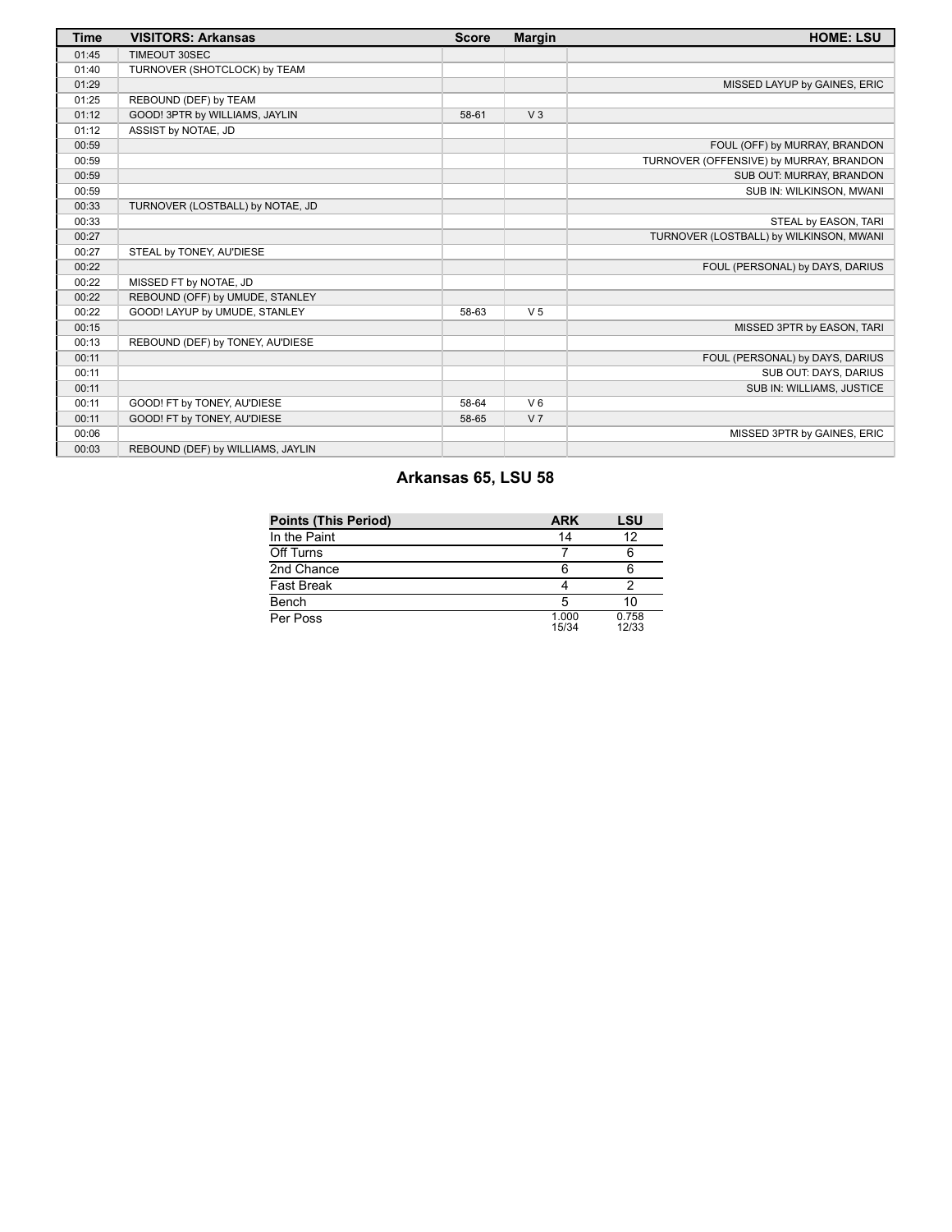| Time | VISITORS: Arkansas | Score | Margin | HOME: LSU |
|---|---|---|---|---|
| 01:45 | TIMEOUT 30SEC | | | |
| 01:40 | TURNOVER (SHOTCLOCK) by TEAM | | | |
| 01:29 | | | | MISSED LAYUP by GAINES, ERIC |
| 01:25 | REBOUND (DEF) by TEAM | | | |
| 01:12 | GOOD! 3PTR by WILLIAMS, JAYLIN | 58-61 | V 3 | |
| 01:12 | ASSIST by NOTAE, JD | | | |
| 00:59 | | | | FOUL (OFF) by MURRAY, BRANDON |
| 00:59 | | | | TURNOVER (OFFENSIVE) by MURRAY, BRANDON |
| 00:59 | | | | SUB OUT: MURRAY, BRANDON |
| 00:59 | | | | SUB IN: WILKINSON, MWANI |
| 00:33 | TURNOVER (LOSTBALL) by NOTAE, JD | | | |
| 00:33 | | | | STEAL by EASON, TARI |
| 00:27 | | | | TURNOVER (LOSTBALL) by WILKINSON, MWANI |
| 00:27 | STEAL by TONEY, AU'DIESE | | | |
| 00:22 | | | | FOUL (PERSONAL) by DAYS, DARIUS |
| 00:22 | MISSED FT by NOTAE, JD | | | |
| 00:22 | REBOUND (OFF) by UMUDE, STANLEY | | | |
| 00:22 | GOOD! LAYUP by UMUDE, STANLEY | 58-63 | V 5 | |
| 00:15 | | | | MISSED 3PTR by EASON, TARI |
| 00:13 | REBOUND (DEF) by TONEY, AU'DIESE | | | |
| 00:11 | | | | FOUL (PERSONAL) by DAYS, DARIUS |
| 00:11 | | | | SUB OUT: DAYS, DARIUS |
| 00:11 | | | | SUB IN: WILLIAMS, JUSTICE |
| 00:11 | GOOD! FT by TONEY, AU'DIESE | 58-64 | V 6 | |
| 00:11 | GOOD! FT by TONEY, AU'DIESE | 58-65 | V 7 | |
| 00:06 | | | | MISSED 3PTR by GAINES, ERIC |
| 00:03 | REBOUND (DEF) by WILLIAMS, JAYLIN | | | |

## Arkansas 65, LSU 58

| Points (This Period) | ARK | LSU |
|---|---|---|
| In the Paint | 14 | 12 |
| Off Turns | 7 | 6 |
| 2nd Chance | 6 | 6 |
| Fast Break | 4 | 2 |
| Bench | 5 | 10 |
| Per Poss | 1.000 15/34 | 0.758 12/33 |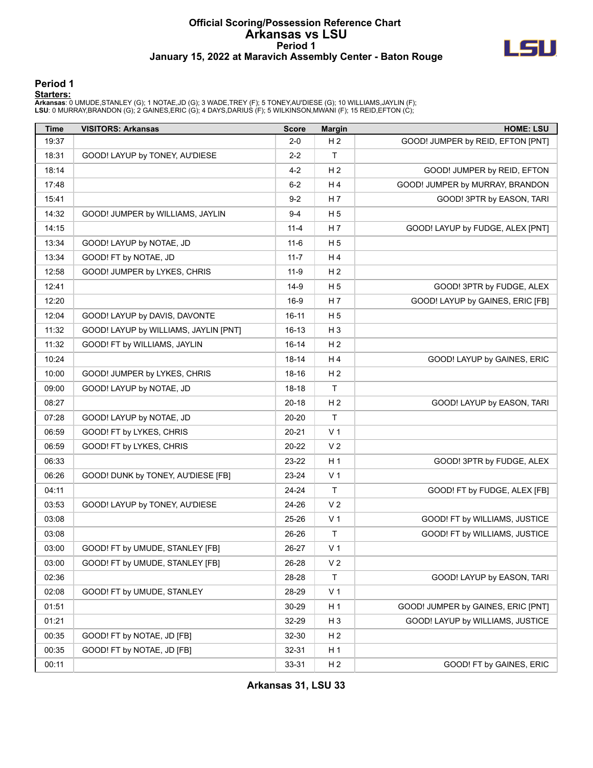# Official Scoring/Possession Reference Chart
# Arkansas vs LSU
## Period 1
### January 15, 2022 at Maravich Assembly Center - Baton Rouge

## Period 1

**Starters:**

**Arkansas**: 0 UMUDE,STANLEY (G); 1 NOTAE,JD (G); 3 WADE,TREY (F); 5 TONEY,AU'DIESE (G); 10 WILLIAMS,JAYLIN (F);
**LSU**: 0 MURRAY,BRANDON (G); 2 GAINES,ERIC (G); 4 DAYS,DARIUS (F); 5 WILKINSON,MWANI (F); 15 REID,EFTON (C);

| Time | VISITORS: Arkansas | Score | Margin | HOME: LSU |
|---|---|---|---|---|
| 19:37 | | 2-0 | H 2 | GOOD! JUMPER by REID, EFTON [PNT] |
| 18:31 | GOOD! LAYUP by TONEY, AU'DIESE | 2-2 | T | |
| 18:14 | | 4-2 | H 2 | GOOD! JUMPER by REID, EFTON |
| 17:48 | | 6-2 | H 4 | GOOD! JUMPER by MURRAY, BRANDON |
| 15:41 | | 9-2 | H 7 | GOOD! 3PTR by EASON, TARI |
| 14:32 | GOOD! JUMPER by WILLIAMS, JAYLIN | 9-4 | H 5 | |
| 14:15 | | 11-4 | H 7 | GOOD! LAYUP by FUDGE, ALEX [PNT] |
| 13:34 | GOOD! LAYUP by NOTAE, JD | 11-6 | H 5 | |
| 13:34 | GOOD! FT by NOTAE, JD | 11-7 | H 4 | |
| 12:58 | GOOD! JUMPER by LYKES, CHRIS | 11-9 | H 2 | |
| 12:41 | | 14-9 | H 5 | GOOD! 3PTR by FUDGE, ALEX |
| 12:20 | | 16-9 | H 7 | GOOD! LAYUP by GAINES, ERIC [FB] |
| 12:04 | GOOD! LAYUP by DAVIS, DAVONTE | 16-11 | H 5 | |
| 11:32 | GOOD! LAYUP by WILLIAMS, JAYLIN [PNT] | 16-13 | H 3 | |
| 11:32 | GOOD! FT by WILLIAMS, JAYLIN | 16-14 | H 2 | |
| 10:24 | | 18-14 | H 4 | GOOD! LAYUP by GAINES, ERIC |
| 10:00 | GOOD! JUMPER by LYKES, CHRIS | 18-16 | H 2 | |
| 09:00 | GOOD! LAYUP by NOTAE, JD | 18-18 | T | |
| 08:27 | | 20-18 | H 2 | GOOD! LAYUP by EASON, TARI |
| 07:28 | GOOD! LAYUP by NOTAE, JD | 20-20 | T | |
| 06:59 | GOOD! FT by LYKES, CHRIS | 20-21 | V 1 | |
| 06:59 | GOOD! FT by LYKES, CHRIS | 20-22 | V 2 | |
| 06:33 | | 23-22 | H 1 | GOOD! 3PTR by FUDGE, ALEX |
| 06:26 | GOOD! DUNK by TONEY, AU'DIESE [FB] | 23-24 | V 1 | |
| 04:11 | | 24-24 | T | GOOD! FT by FUDGE, ALEX [FB] |
| 03:53 | GOOD! LAYUP by TONEY, AU'DIESE | 24-26 | V 2 | |
| 03:08 | | 25-26 | V 1 | GOOD! FT by WILLIAMS, JUSTICE |
| 03:08 | | 26-26 | T | GOOD! FT by WILLIAMS, JUSTICE |
| 03:00 | GOOD! FT by UMUDE, STANLEY [FB] | 26-27 | V 1 | |
| 03:00 | GOOD! FT by UMUDE, STANLEY [FB] | 26-28 | V 2 | |
| 02:36 | | 28-28 | T | GOOD! LAYUP by EASON, TARI |
| 02:08 | GOOD! FT by UMUDE, STANLEY | 28-29 | V 1 | |
| 01:51 | | 30-29 | H 1 | GOOD! JUMPER by GAINES, ERIC [PNT] |
| 01:21 | | 32-29 | H 3 | GOOD! LAYUP by WILLIAMS, JUSTICE |
| 00:35 | GOOD! FT by NOTAE, JD [FB] | 32-30 | H 2 | |
| 00:35 | GOOD! FT by NOTAE, JD [FB] | 32-31 | H 1 | |
| 00:11 | | 33-31 | H 2 | GOOD! FT by GAINES, ERIC |

**Arkansas 31, LSU 33**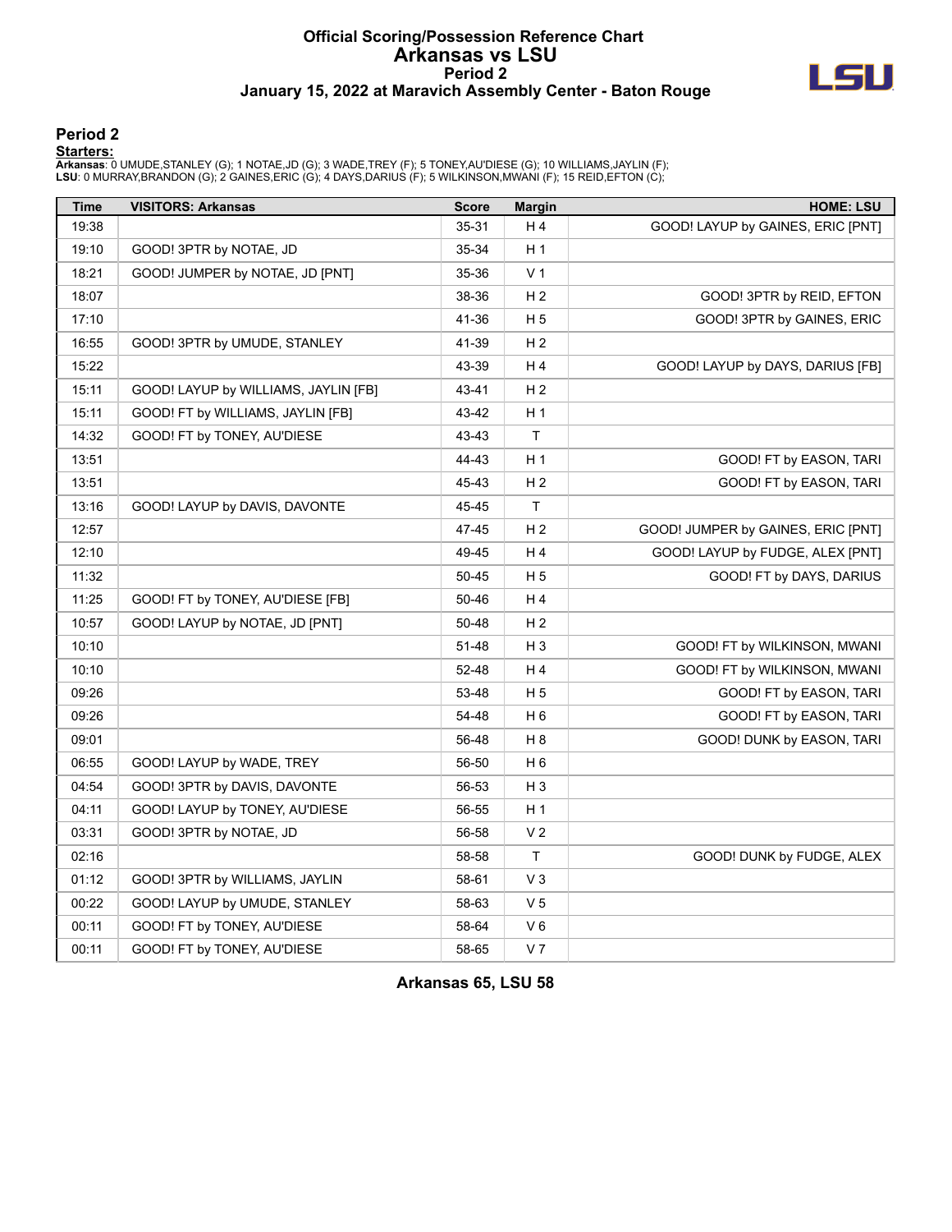# Official Scoring/Possession Reference Chart
# Arkansas vs LSU
## Period 2
### January 15, 2022 at Maravich Assembly Center - Baton Rouge

## Period 2

**Starters:**

**Arkansas**: 0 UMUDE,STANLEY (G); 1 NOTAE,JD (G); 3 WADE,TREY (F); 5 TONEY,AU'DIESE (G); 10 WILLIAMS,JAYLIN (F);
**LSU**: 0 MURRAY,BRANDON (G); 2 GAINES,ERIC (G); 4 DAYS,DARIUS (F); 5 WILKINSON,MWANI (F); 15 REID,EFTON (C);

| Time | VISITORS: Arkansas | Score | Margin | HOME: LSU |
|---|---|---|---|---|
| 19:38 | | 35-31 | H 4 | GOOD! LAYUP by GAINES, ERIC [PNT] |
| 19:10 | GOOD! 3PTR by NOTAE, JD | 35-34 | H 1 | |
| 18:21 | GOOD! JUMPER by NOTAE, JD [PNT] | 35-36 | V 1 | |
| 18:07 | | 38-36 | H 2 | GOOD! 3PTR by REID, EFTON |
| 17:10 | | 41-36 | H 5 | GOOD! 3PTR by GAINES, ERIC |
| 16:55 | GOOD! 3PTR by UMUDE, STANLEY | 41-39 | H 2 | |
| 15:22 | | 43-39 | H 4 | GOOD! LAYUP by DAYS, DARIUS [FB] |
| 15:11 | GOOD! LAYUP by WILLIAMS, JAYLIN [FB] | 43-41 | H 2 | |
| 15:11 | GOOD! FT by WILLIAMS, JAYLIN [FB] | 43-42 | H 1 | |
| 14:32 | GOOD! FT by TONEY, AU'DIESE | 43-43 | T | |
| 13:51 | | 44-43 | H 1 | GOOD! FT by EASON, TARI |
| 13:51 | | 45-43 | H 2 | GOOD! FT by EASON, TARI |
| 13:16 | GOOD! LAYUP by DAVIS, DAVONTE | 45-45 | T | |
| 12:57 | | 47-45 | H 2 | GOOD! JUMPER by GAINES, ERIC [PNT] |
| 12:10 | | 49-45 | H 4 | GOOD! LAYUP by FUDGE, ALEX [PNT] |
| 11:32 | | 50-45 | H 5 | GOOD! FT by DAYS, DARIUS |
| 11:25 | GOOD! FT by TONEY, AU'DIESE [FB] | 50-46 | H 4 | |
| 10:57 | GOOD! LAYUP by NOTAE, JD [PNT] | 50-48 | H 2 | |
| 10:10 | | 51-48 | H 3 | GOOD! FT by WILKINSON, MWANI |
| 10:10 | | 52-48 | H 4 | GOOD! FT by WILKINSON, MWANI |
| 09:26 | | 53-48 | H 5 | GOOD! FT by EASON, TARI |
| 09:26 | | 54-48 | H 6 | GOOD! FT by EASON, TARI |
| 09:01 | | 56-48 | H 8 | GOOD! DUNK by EASON, TARI |
| 06:55 | GOOD! LAYUP by WADE, TREY | 56-50 | H 6 | |
| 04:54 | GOOD! 3PTR by DAVIS, DAVONTE | 56-53 | H 3 | |
| 04:11 | GOOD! LAYUP by TONEY, AU'DIESE | 56-55 | H 1 | |
| 03:31 | GOOD! 3PTR by NOTAE, JD | 56-58 | V 2 | |
| 02:16 | | 58-58 | T | GOOD! DUNK by FUDGE, ALEX |
| 01:12 | GOOD! 3PTR by WILLIAMS, JAYLIN | 58-61 | V 3 | |
| 00:22 | GOOD! LAYUP by UMUDE, STANLEY | 58-63 | V 5 | |
| 00:11 | GOOD! FT by TONEY, AU'DIESE | 58-64 | V 6 | |
| 00:11 | GOOD! FT by TONEY, AU'DIESE | 58-65 | V 7 | |

**Arkansas 65, LSU 58**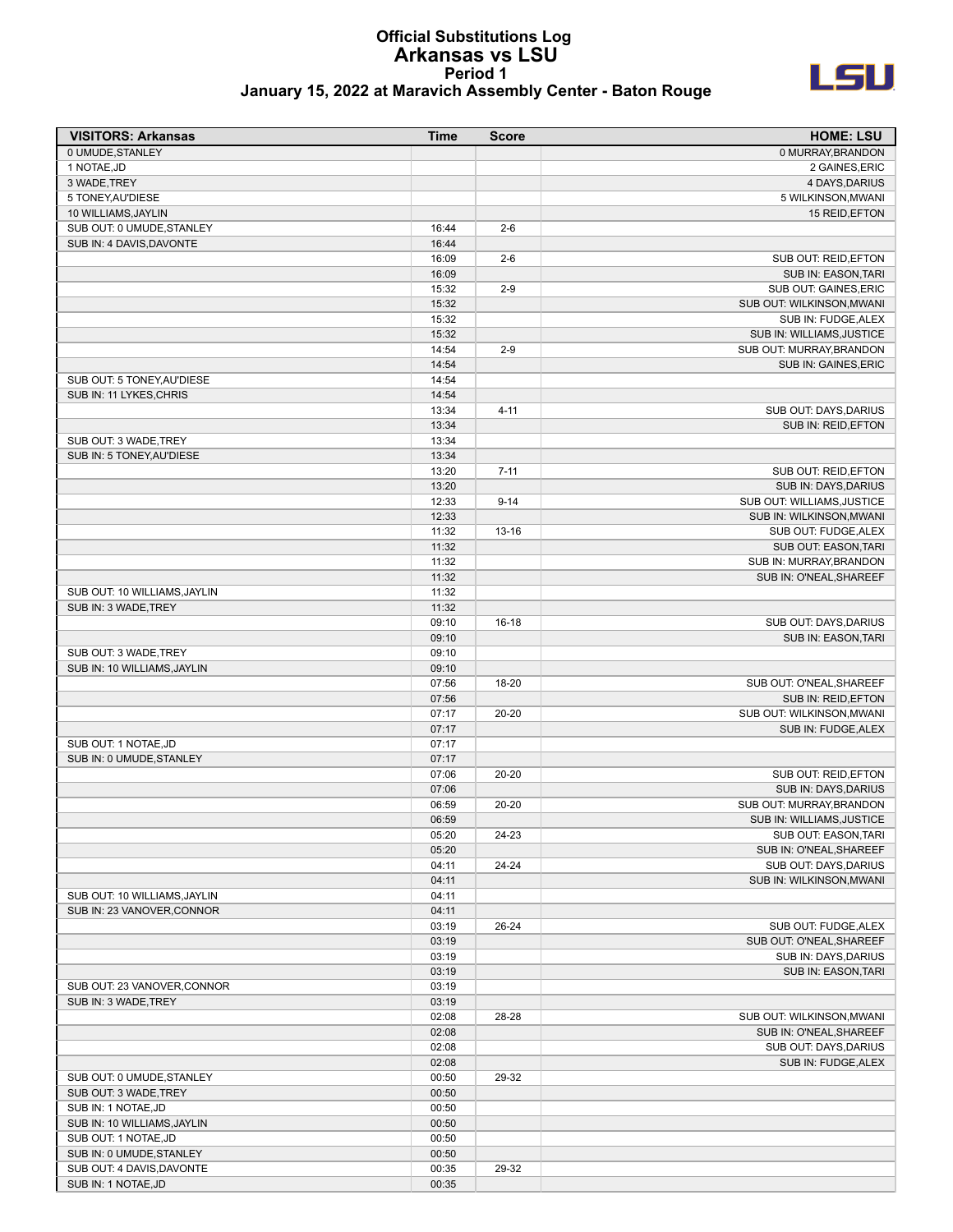# Official Substitutions Log
## Arkansas vs LSU
### Period 1
### January 15, 2022 at Maravich Assembly Center - Baton Rouge

| VISITORS: Arkansas | Time | Score | HOME: LSU |
|---|---|---|---|
| 0 UMUDE,STANLEY | | | 0 MURRAY,BRANDON |
| 1 NOTAE,JD | | | 2 GAINES,ERIC |
| 3 WADE,TREY | | | 4 DAYS,DARIUS |
| 5 TONEY,AU'DIESE | | | 5 WILKINSON,MWANI |
| 10 WILLIAMS,JAYLIN | | | 15 REID,EFTON |
| SUB OUT: 0 UMUDE,STANLEY | 16:44 | 2-6 | |
| SUB IN: 4 DAVIS,DAVONTE | 16:44 | | |
| | 16:09 | 2-6 | SUB OUT: REID,EFTON |
| | 16:09 | | SUB IN: EASON,TARI |
| | 15:32 | 2-9 | SUB OUT: GAINES,ERIC |
| | 15:32 | | SUB OUT: WILKINSON,MWANI |
| | 15:32 | | SUB IN: FUDGE,ALEX |
| | 15:32 | | SUB IN: WILLIAMS,JUSTICE |
| | 14:54 | 2-9 | SUB OUT: MURRAY,BRANDON |
| | 14:54 | | SUB IN: GAINES,ERIC |
| SUB OUT: 5 TONEY,AU'DIESE | 14:54 | | |
| SUB IN: 11 LYKES,CHRIS | 14:54 | | |
| | 13:34 | 4-11 | SUB OUT: DAYS,DARIUS |
| | 13:34 | | SUB IN: REID,EFTON |
| SUB OUT: 3 WADE,TREY | 13:34 | | |
| SUB IN: 5 TONEY,AU'DIESE | 13:34 | | |
| | 13:20 | 7-11 | SUB OUT: REID,EFTON |
| | 13:20 | | SUB IN: DAYS,DARIUS |
| | 12:33 | 9-14 | SUB OUT: WILLIAMS,JUSTICE |
| | 12:33 | | SUB IN: WILKINSON,MWANI |
| | 11:32 | 13-16 | SUB OUT: FUDGE,ALEX |
| | 11:32 | | SUB OUT: EASON,TARI |
| | 11:32 | | SUB IN: MURRAY,BRANDON |
| | 11:32 | | SUB IN: O'NEAL,SHAREEF |
| SUB OUT: 10 WILLIAMS,JAYLIN | 11:32 | | |
| SUB IN: 3 WADE,TREY | 11:32 | | |
| | 09:10 | 16-18 | SUB OUT: DAYS,DARIUS |
| | 09:10 | | SUB IN: EASON,TARI |
| SUB OUT: 3 WADE,TREY | 09:10 | | |
| SUB IN: 10 WILLIAMS,JAYLIN | 09:10 | | |
| | 07:56 | 18-20 | SUB OUT: O'NEAL,SHAREEF |
| | 07:56 | | SUB IN: REID,EFTON |
| | 07:17 | 20-20 | SUB OUT: WILKINSON,MWANI |
| | 07:17 | | SUB IN: FUDGE,ALEX |
| SUB OUT: 1 NOTAE,JD | 07:17 | | |
| SUB IN: 0 UMUDE,STANLEY | 07:17 | | |
| | 07:06 | 20-20 | SUB OUT: REID,EFTON |
| | 07:06 | | SUB IN: DAYS,DARIUS |
| | 06:59 | 20-20 | SUB OUT: MURRAY,BRANDON |
| | 06:59 | | SUB IN: WILLIAMS,JUSTICE |
| | 05:20 | 24-23 | SUB OUT: EASON,TARI |
| | 05:20 | | SUB IN: O'NEAL,SHAREEF |
| | 04:11 | 24-24 | SUB OUT: DAYS,DARIUS |
| | 04:11 | | SUB IN: WILKINSON,MWANI |
| SUB OUT: 10 WILLIAMS,JAYLIN | 04:11 | | |
| SUB IN: 23 VANOVER,CONNOR | 04:11 | | |
| | 03:19 | 26-24 | SUB OUT: FUDGE,ALEX |
| | 03:19 | | SUB OUT: O'NEAL,SHAREEF |
| | 03:19 | | SUB IN: DAYS,DARIUS |
| | 03:19 | | SUB IN: EASON,TARI |
| SUB OUT: 23 VANOVER,CONNOR | 03:19 | | |
| SUB IN: 3 WADE,TREY | 03:19 | | |
| | 02:08 | 28-28 | SUB OUT: WILKINSON,MWANI |
| | 02:08 | | SUB IN: O'NEAL,SHAREEF |
| | 02:08 | | SUB OUT: DAYS,DARIUS |
| | 02:08 | | SUB IN: FUDGE,ALEX |
| SUB OUT: 0 UMUDE,STANLEY | 00:50 | 29-32 | |
| SUB OUT: 3 WADE,TREY | 00:50 | | |
| SUB IN: 1 NOTAE,JD | 00:50 | | |
| SUB IN: 10 WILLIAMS,JAYLIN | 00:50 | | |
| SUB OUT: 1 NOTAE,JD | 00:50 | | |
| SUB IN: 0 UMUDE,STANLEY | 00:50 | | |
| SUB OUT: 4 DAVIS,DAVONTE | 00:35 | 29-32 | |
| SUB IN: 1 NOTAE,JD | 00:35 | | |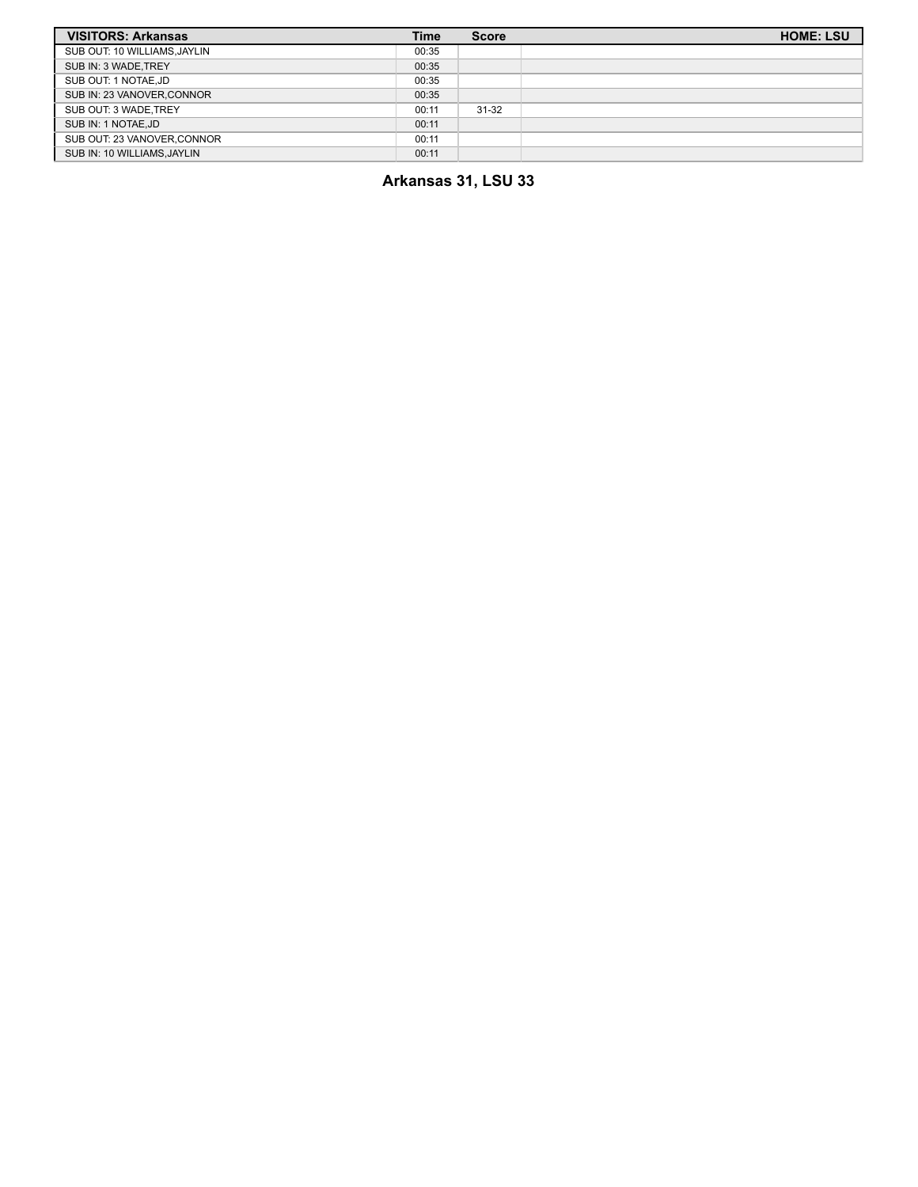| VISITORS: Arkansas | Time | Score | HOME: LSU |
|---|---|---|---|
| SUB OUT: 10 WILLIAMS,JAYLIN | 00:35 | | |
| SUB IN: 3 WADE,TREY | 00:35 | | |
| SUB OUT: 1 NOTAE,JD | 00:35 | | |
| SUB IN: 23 VANOVER,CONNOR | 00:35 | | |
| SUB OUT: 3 WADE,TREY | 00:11 | 31-32 | |
| SUB IN: 1 NOTAE,JD | 00:11 | | |
| SUB OUT: 23 VANOVER,CONNOR | 00:11 | | |
| SUB IN: 10 WILLIAMS,JAYLIN | 00:11 | | |

**Arkansas 31, LSU 33**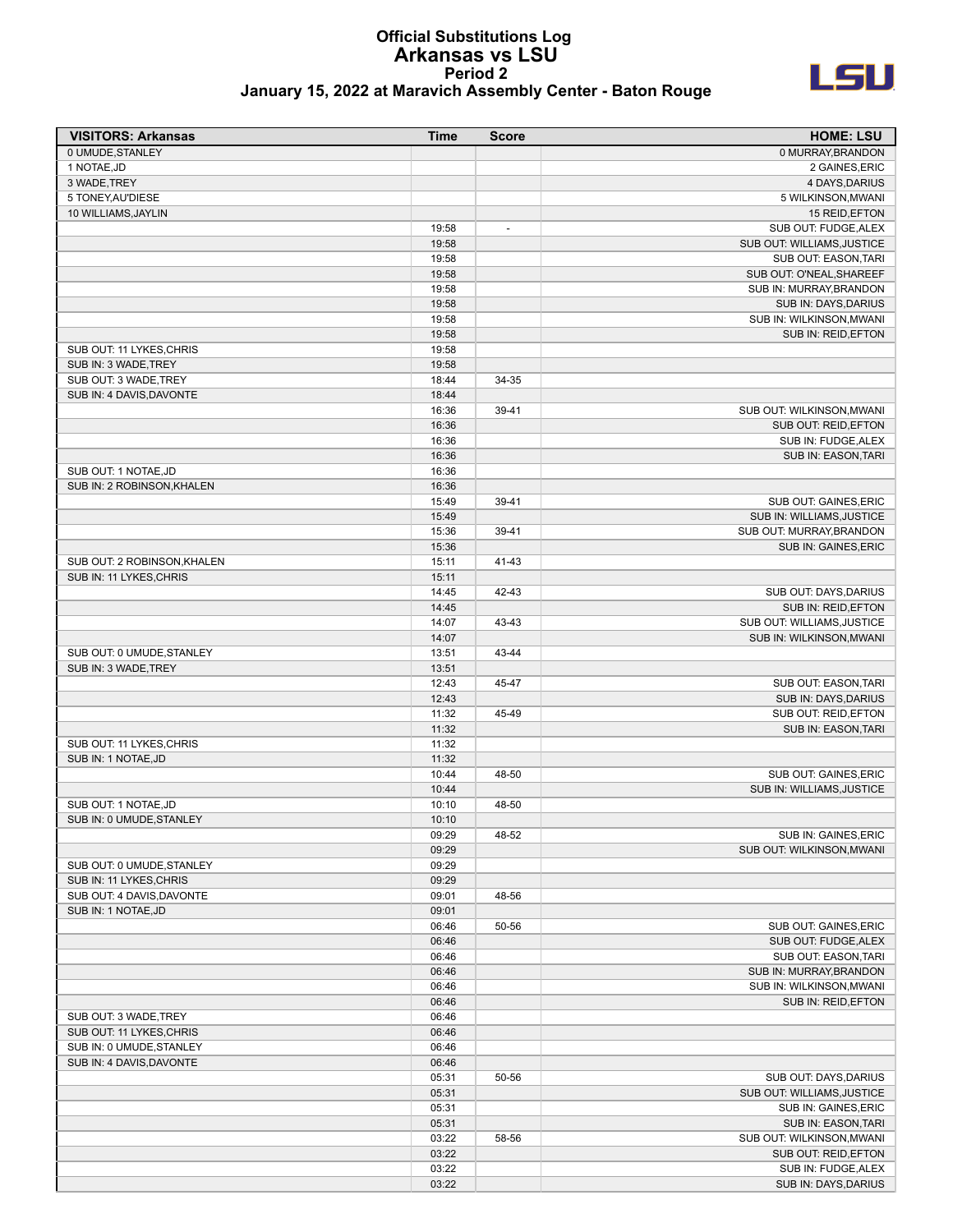# Official Substitutions Log
# Arkansas vs LSU
## Period 2
### January 15, 2022 at Maravich Assembly Center - Baton Rouge

| VISITORS: Arkansas | Time | Score | HOME: LSU |
|---|---|---|---|
| 0 UMUDE,STANLEY | | | 0 MURRAY,BRANDON |
| 1 NOTAE,JD | | | 2 GAINES,ERIC |
| 3 WADE,TREY | | | 4 DAYS,DARIUS |
| 5 TONEY,AU'DIESE | | | 5 WILKINSON,MWANI |
| 10 WILLIAMS,JAYLIN | | | 15 REID,EFTON |
| | 19:58 | - | SUB OUT: FUDGE,ALEX |
| | 19:58 | | SUB OUT: WILLIAMS,JUSTICE |
| | 19:58 | | SUB OUT: EASON,TARI |
| | 19:58 | | SUB OUT: O'NEAL,SHAREEF |
| | 19:58 | | SUB IN: MURRAY,BRANDON |
| | 19:58 | | SUB IN: DAYS,DARIUS |
| | 19:58 | | SUB IN: WILKINSON,MWANI |
| | 19:58 | | SUB IN: REID,EFTON |
| SUB OUT: 11 LYKES,CHRIS | 19:58 | | |
| SUB IN: 3 WADE,TREY | 19:58 | | |
| SUB OUT: 3 WADE,TREY | 18:44 | 34-35 | |
| SUB IN: 4 DAVIS,DAVONTE | 18:44 | | |
| | 16:36 | 39-41 | SUB OUT: WILKINSON,MWANI |
| | 16:36 | | SUB OUT: REID,EFTON |
| | 16:36 | | SUB IN: FUDGE,ALEX |
| | 16:36 | | SUB IN: EASON,TARI |
| SUB OUT: 1 NOTAE,JD | 16:36 | | |
| SUB IN: 2 ROBINSON,KHALEN | 16:36 | | |
| | 15:49 | 39-41 | SUB OUT: GAINES,ERIC |
| | 15:49 | | SUB IN: WILLIAMS,JUSTICE |
| | 15:36 | 39-41 | SUB OUT: MURRAY,BRANDON |
| | 15:36 | | SUB IN: GAINES,ERIC |
| SUB OUT: 2 ROBINSON,KHALEN | 15:11 | 41-43 | |
| SUB IN: 11 LYKES,CHRIS | 15:11 | | |
| | 14:45 | 42-43 | SUB OUT: DAYS,DARIUS |
| | 14:45 | | SUB IN: REID,EFTON |
| | 14:07 | 43-43 | SUB OUT: WILLIAMS,JUSTICE |
| | 14:07 | | SUB IN: WILKINSON,MWANI |
| SUB OUT: 0 UMUDE,STANLEY | 13:51 | 43-44 | |
| SUB IN: 3 WADE,TREY | 13:51 | | |
| | 12:43 | 45-47 | SUB OUT: EASON,TARI |
| | 12:43 | | SUB IN: DAYS,DARIUS |
| | 11:32 | 45-49 | SUB OUT: REID,EFTON |
| | 11:32 | | SUB IN: EASON,TARI |
| SUB OUT: 11 LYKES,CHRIS | 11:32 | | |
| SUB IN: 1 NOTAE,JD | 11:32 | | |
| | 10:44 | 48-50 | SUB OUT: GAINES,ERIC |
| | 10:44 | | SUB IN: WILLIAMS,JUSTICE |
| SUB OUT: 1 NOTAE,JD | 10:10 | 48-50 | |
| SUB IN: 0 UMUDE,STANLEY | 10:10 | | |
| | 09:29 | 48-52 | SUB IN: GAINES,ERIC |
| | 09:29 | | SUB OUT: WILKINSON,MWANI |
| SUB OUT: 0 UMUDE,STANLEY | 09:29 | | |
| SUB IN: 11 LYKES,CHRIS | 09:29 | | |
| SUB OUT: 4 DAVIS,DAVONTE | 09:01 | 48-56 | |
| SUB IN: 1 NOTAE,JD | 09:01 | | |
| | 06:46 | 50-56 | SUB OUT: GAINES,ERIC |
| | 06:46 | | SUB OUT: FUDGE,ALEX |
| | 06:46 | | SUB OUT: EASON,TARI |
| | 06:46 | | SUB IN: MURRAY,BRANDON |
| | 06:46 | | SUB IN: WILKINSON,MWANI |
| | 06:46 | | SUB IN: REID,EFTON |
| SUB OUT: 3 WADE,TREY | 06:46 | | |
| SUB OUT: 11 LYKES,CHRIS | 06:46 | | |
| SUB IN: 0 UMUDE,STANLEY | 06:46 | | |
| SUB IN: 4 DAVIS,DAVONTE | 06:46 | | |
| | 05:31 | 50-56 | SUB OUT: DAYS,DARIUS |
| | 05:31 | | SUB OUT: WILLIAMS,JUSTICE |
| | 05:31 | | SUB IN: GAINES,ERIC |
| | 05:31 | | SUB IN: EASON,TARI |
| | 03:22 | 58-56 | SUB OUT: WILKINSON,MWANI |
| | 03:22 | | SUB OUT: REID,EFTON |
| | 03:22 | | SUB IN: FUDGE,ALEX |
| | 03:22 | | SUB IN: DAYS,DARIUS |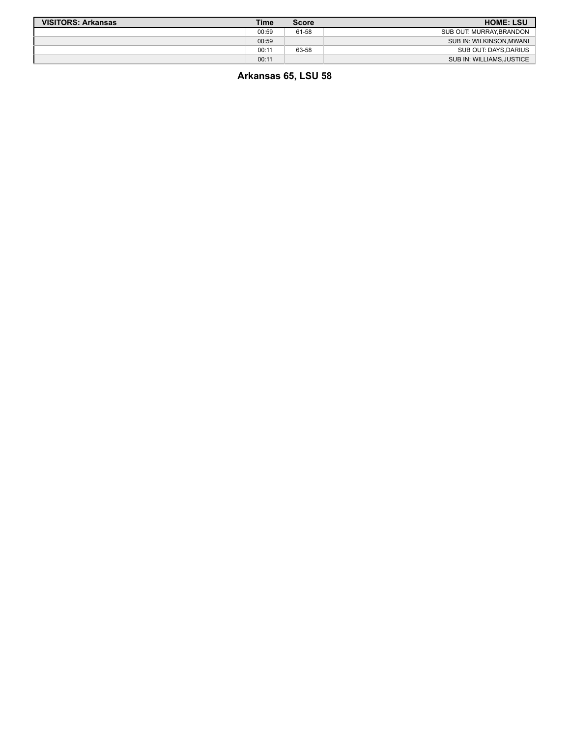| VISITORS: Arkansas | Time | Score | HOME: LSU |
| --- | --- | --- | --- |
| | 00:59 | 61-58 | SUB OUT: MURRAY,BRANDON |
| | 00:59 | | SUB IN: WILKINSON,MWANI |
| | 00:11 | 63-58 | SUB OUT: DAYS,DARIUS |
| | 00:11 | | SUB IN: WILLIAMS,JUSTICE |

**Arkansas 65, LSU 58**